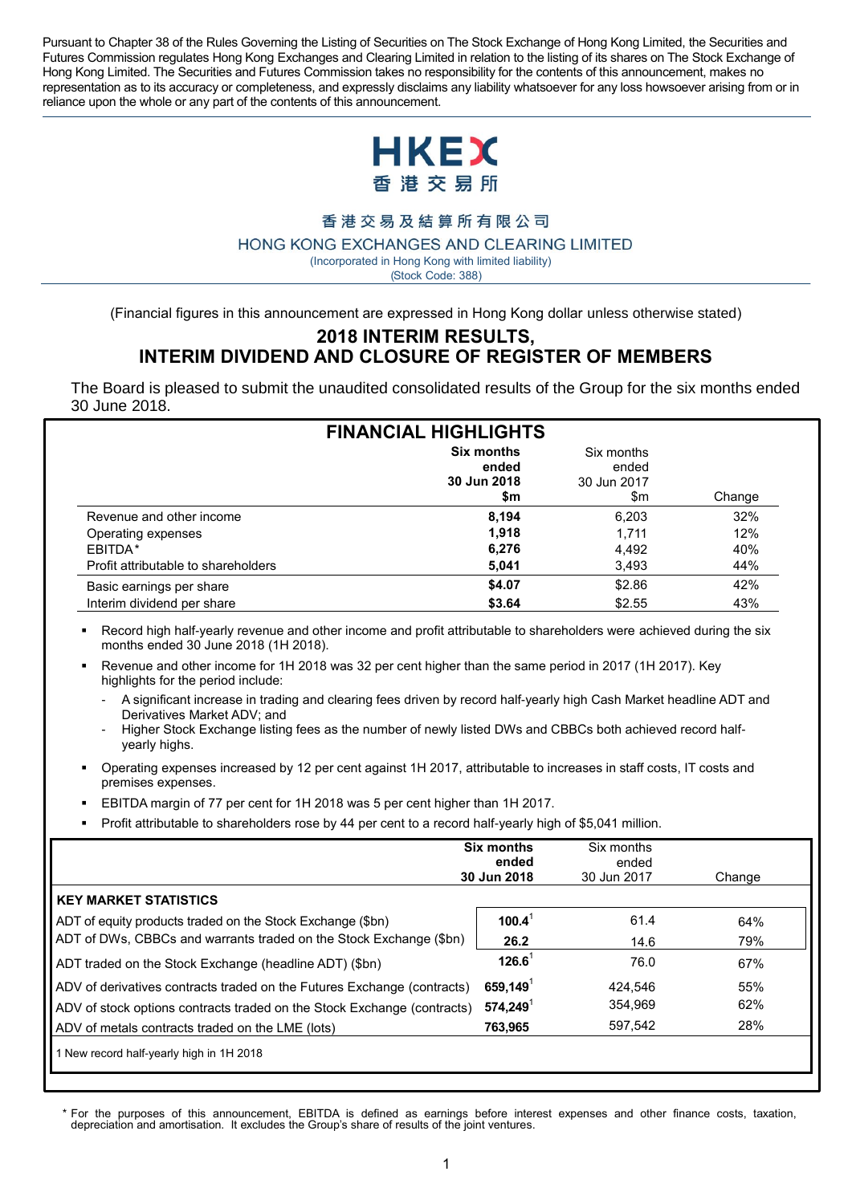Pursuant to Chapter 38 of the Rules Governing the Listing of Securities on The Stock Exchange of Hong Kong Limited, the Securities and Futures Commission regulates Hong Kong Exchanges and Clearing Limited in relation to the listing of its shares on The Stock Exchange of Hong Kong Limited. The Securities and Futures Commission takes no responsibility for the contents of this announcement, makes no representation as to its accuracy or completeness, and expressly disclaims any liability whatsoever for any loss howsoever arising from or in reliance upon the whole or any part of the contents of this announcement.

HKEX
香港交易所

香港交易及結算所有限公司

HONG KONG EXCHANGES AND CLEARING LIMITED

(Incorporated in Hong Kong with limited liability)
(Stock Code: 388)

(Financial figures in this announcement are expressed in Hong Kong dollar unless otherwise stated)

# 2018 INTERIM RESULTS, INTERIM DIVIDEND AND CLOSURE OF REGISTER OF MEMBERS

The Board is pleased to submit the unaudited consolidated results of the Group for the six months ended 30 June 2018.

## FINANCIAL HIGHLIGHTS

| | **Six months ended 30 Jun 2018 $m** | Six months ended 30 Jun 2017 $m | Change |
|---|---|---|---|
| Revenue and other income | **8,194** | 6,203 | 32% |
| Operating expenses | **1,918** | 1,711 | 12% |
| EBITDA* | **6,276** | 4,492 | 40% |
| Profit attributable to shareholders | **5,041** | 3,493 | 44% |
| Basic earnings per share | **$4.07** | $2.86 | 42% |
| Interim dividend per share | **$3.64** | $2.55 | 43% |

- Record high half-yearly revenue and other income and profit attributable to shareholders were achieved during the six months ended 30 June 2018 (1H 2018).
- Revenue and other income for 1H 2018 was 32 per cent higher than the same period in 2017 (1H 2017). Key highlights for the period include:
  - A significant increase in trading and clearing fees driven by record half-yearly high Cash Market headline ADT and Derivatives Market ADV; and
  - Higher Stock Exchange listing fees as the number of newly listed DWs and CBBCs both achieved record half-yearly highs.
- Operating expenses increased by 12 per cent against 1H 2017, attributable to increases in staff costs, IT costs and premises expenses.
- EBITDA margin of 77 per cent for 1H 2018 was 5 per cent higher than 1H 2017.
- Profit attributable to shareholders rose by 44 per cent to a record half-yearly high of $5,041 million.

| | **Six months ended 30 Jun 2018** | Six months ended 30 Jun 2017 | Change |
|---|---|---|---|
| **KEY MARKET STATISTICS** | | | |
| ADT of equity products traded on the Stock Exchange ($bn) | **100.4**[1] | 61.4 | 64% |
| ADT of DWs, CBBCs and warrants traded on the Stock Exchange ($bn) | **26.2** | 14.6 | 79% |
| ADT traded on the Stock Exchange (headline ADT) ($bn) | **126.6**[1] | 76.0 | 67% |
| ADV of derivatives contracts traded on the Futures Exchange (contracts) | **659,149**[1] | 424,546 | 55% |
| ADV of stock options contracts traded on the Stock Exchange (contracts) | **574,249**[1] | 354,969 | 62% |
| ADV of metals contracts traded on the LME (lots) | **763,965** | 597,542 | 28% |

1 New record half-yearly high in 1H 2018

\* For the purposes of this announcement, EBITDA is defined as earnings before interest expenses and other finance costs, taxation, depreciation and amortisation. It excludes the Group's share of results of the joint ventures.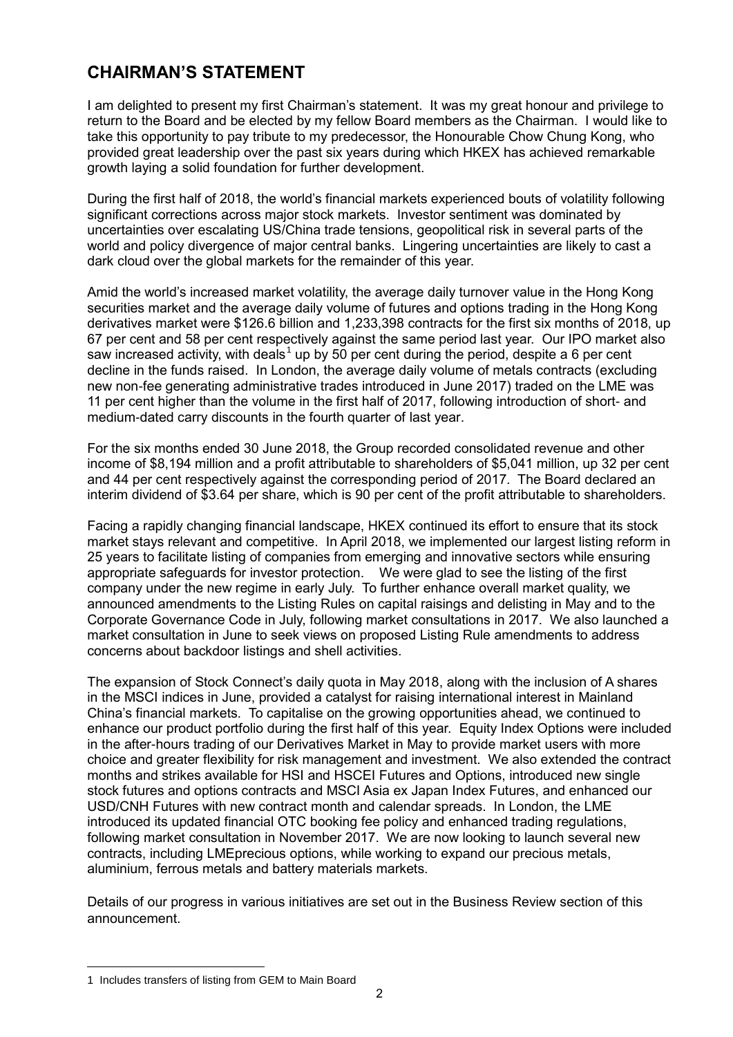# CHAIRMAN'S STATEMENT

I am delighted to present my first Chairman's statement. It was my great honour and privilege to return to the Board and be elected by my fellow Board members as the Chairman. I would like to take this opportunity to pay tribute to my predecessor, the Honourable Chow Chung Kong, who provided great leadership over the past six years during which HKEX has achieved remarkable growth laying a solid foundation for further development.

During the first half of 2018, the world's financial markets experienced bouts of volatility following significant corrections across major stock markets. Investor sentiment was dominated by uncertainties over escalating US/China trade tensions, geopolitical risk in several parts of the world and policy divergence of major central banks. Lingering uncertainties are likely to cast a dark cloud over the global markets for the remainder of this year.

Amid the world's increased market volatility, the average daily turnover value in the Hong Kong securities market and the average daily volume of futures and options trading in the Hong Kong derivatives market were \$126.6 billion and 1,233,398 contracts for the first six months of 2018, up 67 per cent and 58 per cent respectively against the same period last year. Our IPO market also saw increased activity, with deals[1] up by 50 per cent during the period, despite a 6 per cent decline in the funds raised. In London, the average daily volume of metals contracts (excluding new non-fee generating administrative trades introduced in June 2017) traded on the LME was 11 per cent higher than the volume in the first half of 2017, following introduction of short- and medium-dated carry discounts in the fourth quarter of last year.

For the six months ended 30 June 2018, the Group recorded consolidated revenue and other income of \$8,194 million and a profit attributable to shareholders of \$5,041 million, up 32 per cent and 44 per cent respectively against the corresponding period of 2017. The Board declared an interim dividend of \$3.64 per share, which is 90 per cent of the profit attributable to shareholders.

Facing a rapidly changing financial landscape, HKEX continued its effort to ensure that its stock market stays relevant and competitive. In April 2018, we implemented our largest listing reform in 25 years to facilitate listing of companies from emerging and innovative sectors while ensuring appropriate safeguards for investor protection. We were glad to see the listing of the first company under the new regime in early July. To further enhance overall market quality, we announced amendments to the Listing Rules on capital raisings and delisting in May and to the Corporate Governance Code in July, following market consultations in 2017. We also launched a market consultation in June to seek views on proposed Listing Rule amendments to address concerns about backdoor listings and shell activities.

The expansion of Stock Connect's daily quota in May 2018, along with the inclusion of A shares in the MSCI indices in June, provided a catalyst for raising international interest in Mainland China's financial markets. To capitalise on the growing opportunities ahead, we continued to enhance our product portfolio during the first half of this year. Equity Index Options were included in the after-hours trading of our Derivatives Market in May to provide market users with more choice and greater flexibility for risk management and investment. We also extended the contract months and strikes available for HSI and HSCEI Futures and Options, introduced new single stock futures and options contracts and MSCI Asia ex Japan Index Futures, and enhanced our USD/CNH Futures with new contract month and calendar spreads. In London, the LME introduced its updated financial OTC booking fee policy and enhanced trading regulations, following market consultation in November 2017. We are now looking to launch several new contracts, including LMEprecious options, while working to expand our precious metals, aluminium, ferrous metals and battery materials markets.

Details of our progress in various initiatives are set out in the Business Review section of this announcement.

---

1 Includes transfers of listing from GEM to Main Board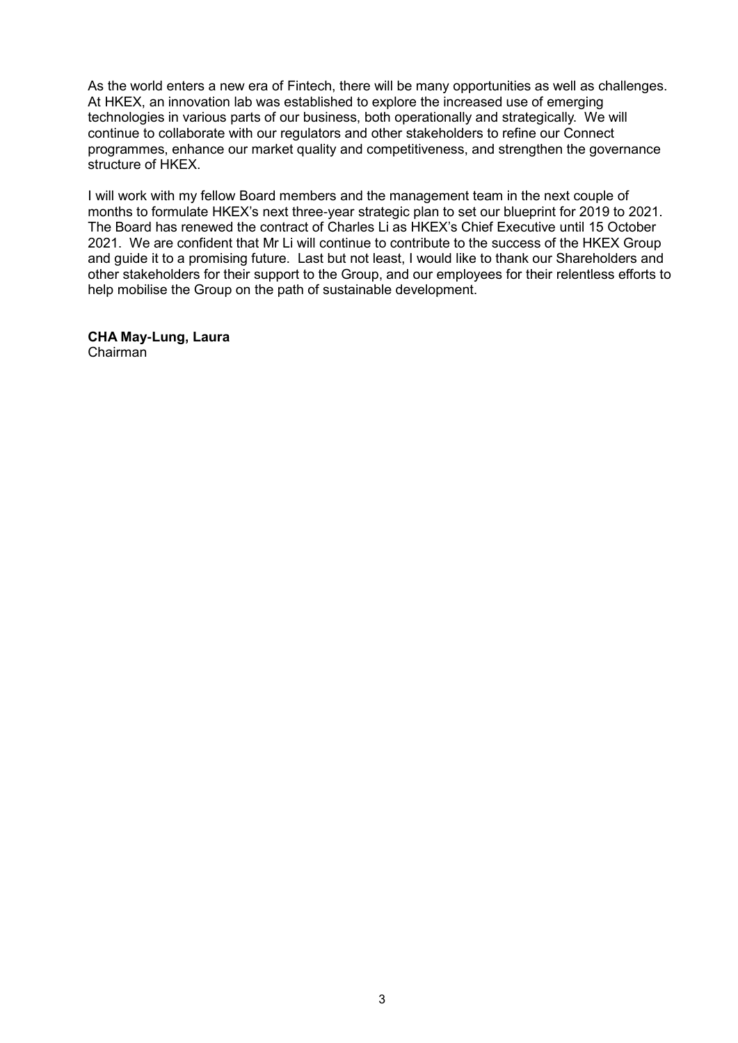As the world enters a new era of Fintech, there will be many opportunities as well as challenges. At HKEX, an innovation lab was established to explore the increased use of emerging technologies in various parts of our business, both operationally and strategically. We will continue to collaborate with our regulators and other stakeholders to refine our Connect programmes, enhance our market quality and competitiveness, and strengthen the governance structure of HKEX.

I will work with my fellow Board members and the management team in the next couple of months to formulate HKEX's next three-year strategic plan to set our blueprint for 2019 to 2021. The Board has renewed the contract of Charles Li as HKEX's Chief Executive until 15 October 2021. We are confident that Mr Li will continue to contribute to the success of the HKEX Group and guide it to a promising future. Last but not least, I would like to thank our Shareholders and other stakeholders for their support to the Group, and our employees for their relentless efforts to help mobilise the Group on the path of sustainable development.

**CHA May-Lung, Laura**
Chairman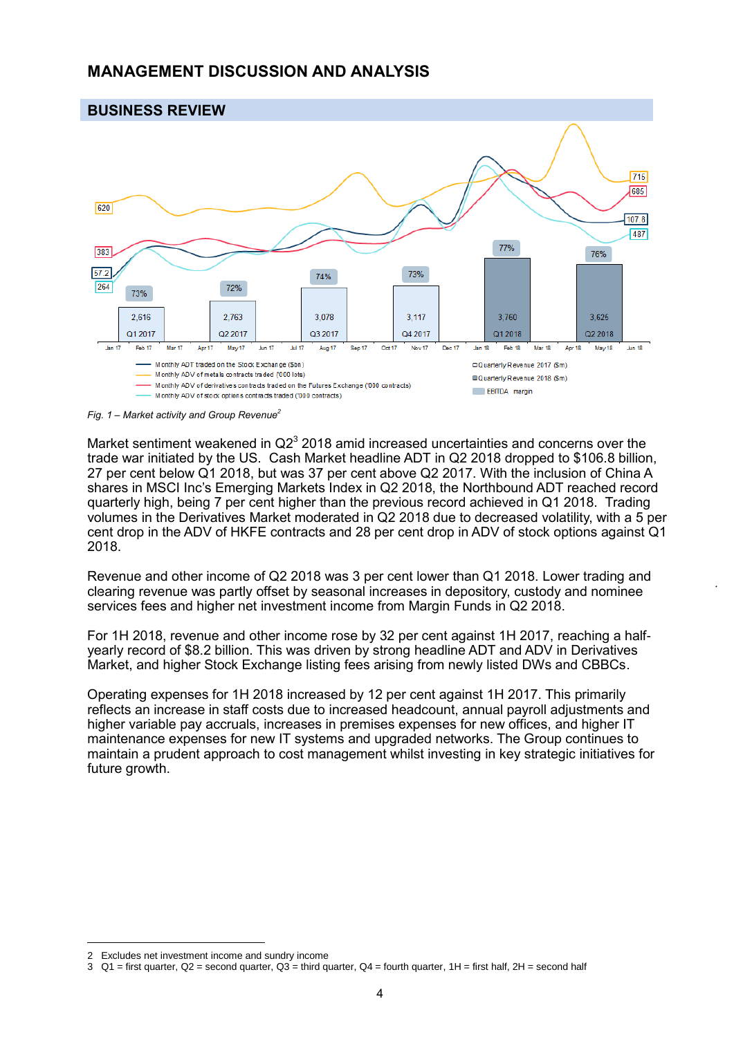# MANAGEMENT DISCUSSION AND ANALYSIS

## BUSINESS REVIEW

*Fig. 1 – Market activity and Group Revenue*[2]

Market sentiment weakened in Q2[3] 2018 amid increased uncertainties and concerns over the trade war initiated by the US. Cash Market headline ADT in Q2 2018 dropped to $106.8 billion, 27 per cent below Q1 2018, but was 37 per cent above Q2 2017. With the inclusion of China A shares in MSCI Inc's Emerging Markets Index in Q2 2018, the Northbound ADT reached record quarterly high, being 7 per cent higher than the previous record achieved in Q1 2018. Trading volumes in the Derivatives Market moderated in Q2 2018 due to decreased volatility, with a 5 per cent drop in the ADV of HKFE contracts and 28 per cent drop in ADV of stock options against Q1 2018.

Revenue and other income of Q2 2018 was 3 per cent lower than Q1 2018. Lower trading and clearing revenue was partly offset by seasonal increases in depository, custody and nominee services fees and higher net investment income from Margin Funds in Q2 2018.

For 1H 2018, revenue and other income rose by 32 per cent against 1H 2017, reaching a half-yearly record of $8.2 billion. This was driven by strong headline ADT and ADV in Derivatives Market, and higher Stock Exchange listing fees arising from newly listed DWs and CBBCs.

Operating expenses for 1H 2018 increased by 12 per cent against 1H 2017. This primarily reflects an increase in staff costs due to increased headcount, annual payroll adjustments and higher variable pay accruals, increases in premises expenses for new offices, and higher IT maintenance expenses for new IT systems and upgraded networks. The Group continues to maintain a prudent approach to cost management whilst investing in key strategic initiatives for future growth.

---

2 Excludes net investment income and sundry income

3 Q1 = first quarter, Q2 = second quarter, Q3 = third quarter, Q4 = fourth quarter, 1H = first half, 2H = second half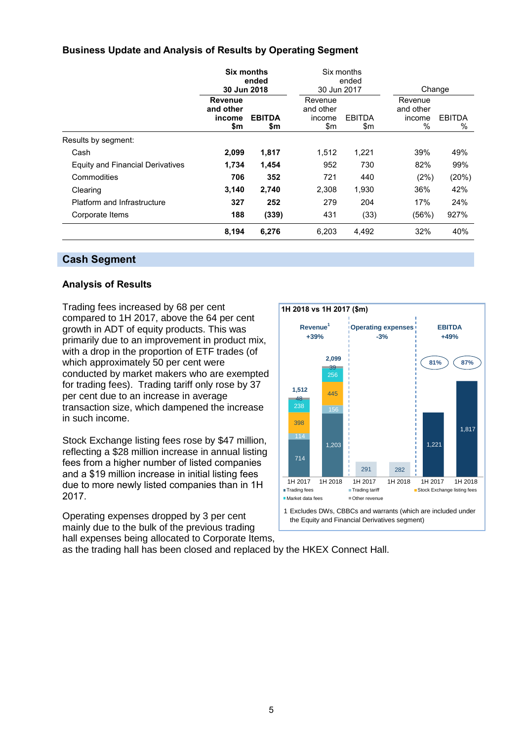### Business Update and Analysis of Results by Operating Segment

| | Six months ended 30 Jun 2018 | | Six months ended 30 Jun 2017 | | Change | |
|---|---|---|---|---|---|---|
| | **Revenue and other income $m** | **EBITDA $m** | Revenue and other income $m | EBITDA $m | Revenue and other income % | EBITDA % |
| Results by segment: | | | | | | |
| Cash | **2,099** | **1,817** | 1,512 | 1,221 | 39% | 49% |
| Equity and Financial Derivatives | **1,734** | **1,454** | 952 | 730 | 82% | 99% |
| Commodities | **706** | **352** | 721 | 440 | (2%) | (20%) |
| Clearing | **3,140** | **2,740** | 2,308 | 1,930 | 36% | 42% |
| Platform and Infrastructure | **327** | **252** | 279 | 204 | 17% | 24% |
| Corporate Items | **188** | **(339)** | 431 | (33) | (56%) | 927% |
| | **8,194** | **6,276** | 6,203 | 4,492 | 32% | 40% |

## Cash Segment

### Analysis of Results

Trading fees increased by 68 per cent compared to 1H 2017, above the 64 per cent growth in ADT of equity products. This was primarily due to an improvement in product mix, with a drop in the proportion of ETF trades (of which approximately 50 per cent were conducted by market makers who are exempted for trading fees). Trading tariff only rose by 37 per cent due to an increase in average transaction size, which dampened the increase in such income.

Stock Exchange listing fees rose by $47 million, reflecting a $28 million increase in annual listing fees from a higher number of listed companies and a $19 million increase in initial listing fees due to more newly listed companies than in 1H 2017.

Operating expenses dropped by 3 per cent mainly due to the bulk of the previous trading hall expenses being allocated to Corporate Items, as the trading hall has been closed and replaced by the HKEX Connect Hall.

**1H 2018 vs 1H 2017 ($m)**

| | 1H 2017 | 1H 2018 |
|---|---|---|
| **Revenue[1] (+39%)** | | |
| Trading fees | 714 | 1,203 |
| Trading tariff | 114 | 156 |
| Stock Exchange listing fees | 398 | 445 |
| Market data fees | 238 | 256 |
| Other revenue | 48 | 39 |
| Total | 1,512 | 2,099 |
| **Operating expenses (-3%)** | 291 | 282 |
| **EBITDA (+49%)** | 1,221 | 1,817 |
| EBITDA margin | 81% | 87% |

1 Excludes DWs, CBBCs and warrants (which are included under the Equity and Financial Derivatives segment)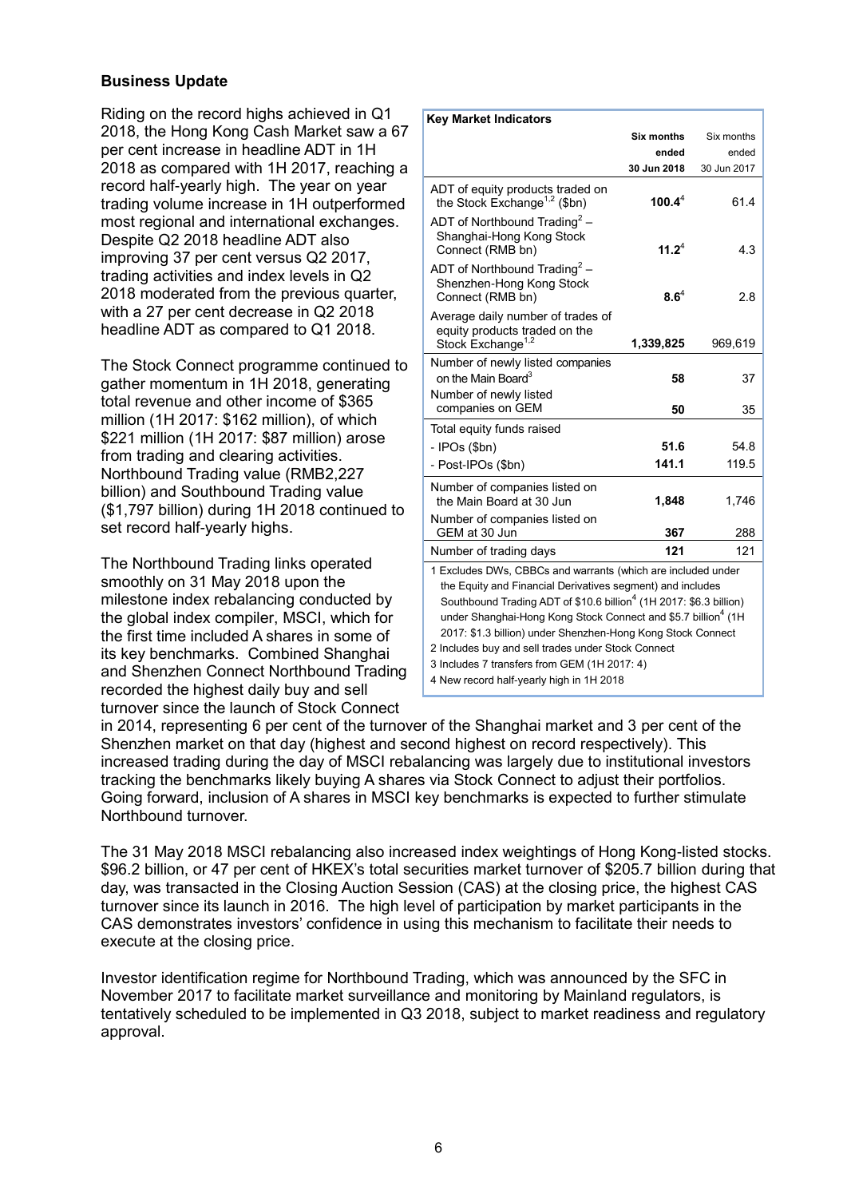## Business Update

Riding on the record highs achieved in Q1 2018, the Hong Kong Cash Market saw a 67 per cent increase in headline ADT in 1H 2018 as compared with 1H 2017, reaching a record half-yearly high. The year on year trading volume increase in 1H outperformed most regional and international exchanges. Despite Q2 2018 headline ADT also improving 37 per cent versus Q2 2017, trading activities and index levels in Q2 2018 moderated from the previous quarter, with a 27 per cent decrease in Q2 2018 headline ADT as compared to Q1 2018.

| Key Market Indicators | Six months ended 30 Jun 2018 | Six months ended 30 Jun 2017 |
|---|---|---|
| ADT of equity products traded on the Stock Exchange[1,2] ($bn) | **100.4**[4] | 61.4 |
| ADT of Northbound Trading[2] – Shanghai-Hong Kong Stock Connect (RMB bn) | **11.2**[4] | 4.3 |
| ADT of Northbound Trading[2] – Shenzhen-Hong Kong Stock Connect (RMB bn) | **8.6**[4] | 2.8 |
| Average daily number of trades of equity products traded on the Stock Exchange[1,2] | **1,339,825** | 969,619 |
| Number of newly listed companies on the Main Board[3] | **58** | 37 |
| Number of newly listed companies on GEM | **50** | 35 |
| Total equity funds raised | | |
| - IPOs ($bn) | **51.6** | 54.8 |
| - Post-IPOs ($bn) | **141.1** | 119.5 |
| Number of companies listed on the Main Board at 30 Jun | **1,848** | 1,746 |
| Number of companies listed on GEM at 30 Jun | **367** | 288 |
| Number of trading days | **121** | 121 |

1 Excludes DWs, CBBCs and warrants (which are included under the Equity and Financial Derivatives segment) and includes Southbound Trading ADT of $10.6 billion[4] (1H 2017: $6.3 billion) under Shanghai-Hong Kong Stock Connect and $5.7 billion[4] (1H 2017: $1.3 billion) under Shenzhen-Hong Kong Stock Connect
2 Includes buy and sell trades under Stock Connect
3 Includes 7 transfers from GEM (1H 2017: 4)
4 New record half-yearly high in 1H 2018

The Stock Connect programme continued to gather momentum in 1H 2018, generating total revenue and other income of $365 million (1H 2017: $162 million), of which $221 million (1H 2017: $87 million) arose from trading and clearing activities. Northbound Trading value (RMB2,227 billion) and Southbound Trading value ($1,797 billion) during 1H 2018 continued to set record half-yearly highs.

The Northbound Trading links operated smoothly on 31 May 2018 upon the milestone index rebalancing conducted by the global index compiler, MSCI, which for the first time included A shares in some of its key benchmarks. Combined Shanghai and Shenzhen Connect Northbound Trading recorded the highest daily buy and sell turnover since the launch of Stock Connect in 2014, representing 6 per cent of the turnover of the Shanghai market and 3 per cent of the Shenzhen market on that day (highest and second highest on record respectively). This increased trading during the day of MSCI rebalancing was largely due to institutional investors tracking the benchmarks likely buying A shares via Stock Connect to adjust their portfolios. Going forward, inclusion of A shares in MSCI key benchmarks is expected to further stimulate Northbound turnover.

The 31 May 2018 MSCI rebalancing also increased index weightings of Hong Kong-listed stocks. $96.2 billion, or 47 per cent of HKEX's total securities market turnover of $205.7 billion during that day, was transacted in the Closing Auction Session (CAS) at the closing price, the highest CAS turnover since its launch in 2016. The high level of participation by market participants in the CAS demonstrates investors' confidence in using this mechanism to facilitate their needs to execute at the closing price.

Investor identification regime for Northbound Trading, which was announced by the SFC in November 2017 to facilitate market surveillance and monitoring by Mainland regulators, is tentatively scheduled to be implemented in Q3 2018, subject to market readiness and regulatory approval.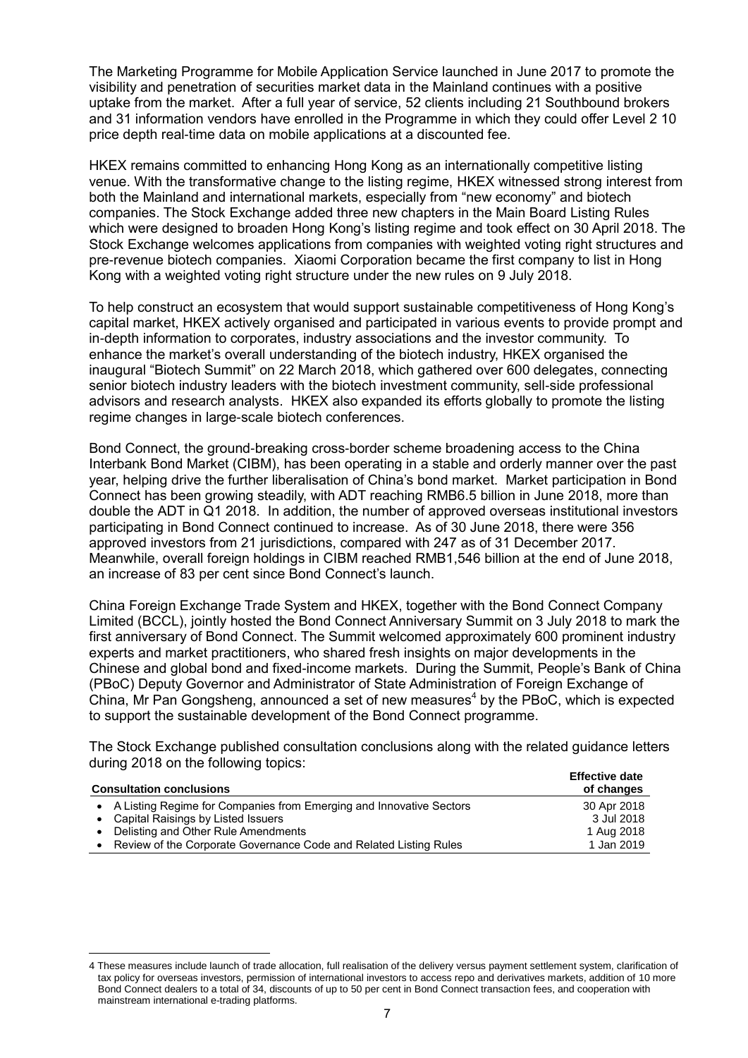The Marketing Programme for Mobile Application Service launched in June 2017 to promote the visibility and penetration of securities market data in the Mainland continues with a positive uptake from the market. After a full year of service, 52 clients including 21 Southbound brokers and 31 information vendors have enrolled in the Programme in which they could offer Level 2 10 price depth real-time data on mobile applications at a discounted fee.

HKEX remains committed to enhancing Hong Kong as an internationally competitive listing venue. With the transformative change to the listing regime, HKEX witnessed strong interest from both the Mainland and international markets, especially from "new economy" and biotech companies. The Stock Exchange added three new chapters in the Main Board Listing Rules which were designed to broaden Hong Kong's listing regime and took effect on 30 April 2018. The Stock Exchange welcomes applications from companies with weighted voting right structures and pre-revenue biotech companies. Xiaomi Corporation became the first company to list in Hong Kong with a weighted voting right structure under the new rules on 9 July 2018.

To help construct an ecosystem that would support sustainable competitiveness of Hong Kong's capital market, HKEX actively organised and participated in various events to provide prompt and in-depth information to corporates, industry associations and the investor community. To enhance the market's overall understanding of the biotech industry, HKEX organised the inaugural "Biotech Summit" on 22 March 2018, which gathered over 600 delegates, connecting senior biotech industry leaders with the biotech investment community, sell-side professional advisors and research analysts. HKEX also expanded its efforts globally to promote the listing regime changes in large-scale biotech conferences.

Bond Connect, the ground-breaking cross-border scheme broadening access to the China Interbank Bond Market (CIBM), has been operating in a stable and orderly manner over the past year, helping drive the further liberalisation of China's bond market. Market participation in Bond Connect has been growing steadily, with ADT reaching RMB6.5 billion in June 2018, more than double the ADT in Q1 2018. In addition, the number of approved overseas institutional investors participating in Bond Connect continued to increase. As of 30 June 2018, there were 356 approved investors from 21 jurisdictions, compared with 247 as of 31 December 2017. Meanwhile, overall foreign holdings in CIBM reached RMB1,546 billion at the end of June 2018, an increase of 83 per cent since Bond Connect's launch.

China Foreign Exchange Trade System and HKEX, together with the Bond Connect Company Limited (BCCL), jointly hosted the Bond Connect Anniversary Summit on 3 July 2018 to mark the first anniversary of Bond Connect. The Summit welcomed approximately 600 prominent industry experts and market practitioners, who shared fresh insights on major developments in the Chinese and global bond and fixed-income markets. During the Summit, People's Bank of China (PBoC) Deputy Governor and Administrator of State Administration of Foreign Exchange of China, Mr Pan Gongsheng, announced a set of new measures[4] by the PBoC, which is expected to support the sustainable development of the Bond Connect programme.

The Stock Exchange published consultation conclusions along with the related guidance letters during 2018 on the following topics:

| Consultation conclusions | Effective date of changes |
| --- | --- |
| • A Listing Regime for Companies from Emerging and Innovative Sectors | 30 Apr 2018 |
| • Capital Raisings by Listed Issuers | 3 Jul 2018 |
| • Delisting and Other Rule Amendments | 1 Aug 2018 |
| • Review of the Corporate Governance Code and Related Listing Rules | 1 Jan 2019 |

4 These measures include launch of trade allocation, full realisation of the delivery versus payment settlement system, clarification of tax policy for overseas investors, permission of international investors to access repo and derivatives markets, addition of 10 more Bond Connect dealers to a total of 34, discounts of up to 50 per cent in Bond Connect transaction fees, and cooperation with mainstream international e-trading platforms.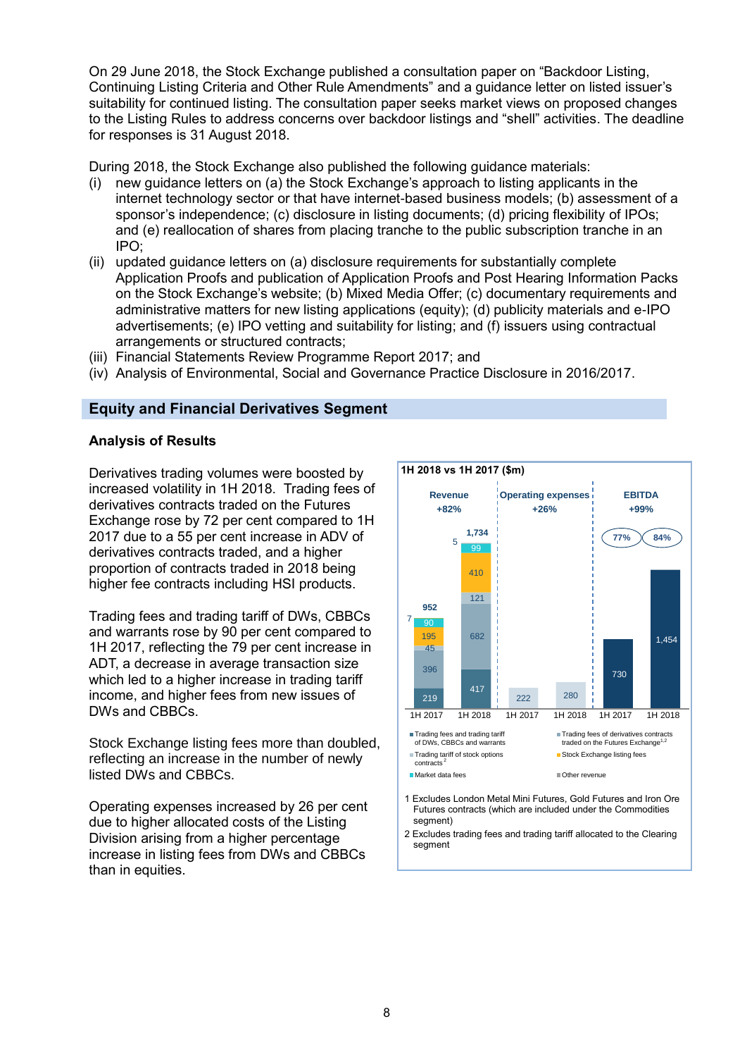On 29 June 2018, the Stock Exchange published a consultation paper on "Backdoor Listing, Continuing Listing Criteria and Other Rule Amendments" and a guidance letter on listed issuer's suitability for continued listing. The consultation paper seeks market views on proposed changes to the Listing Rules to address concerns over backdoor listings and "shell" activities. The deadline for responses is 31 August 2018.

During 2018, the Stock Exchange also published the following guidance materials:

(i) new guidance letters on (a) the Stock Exchange's approach to listing applicants in the internet technology sector or that have internet-based business models; (b) assessment of a sponsor's independence; (c) disclosure in listing documents; (d) pricing flexibility of IPOs; and (e) reallocation of shares from placing tranche to the public subscription tranche in an IPO;

(ii) updated guidance letters on (a) disclosure requirements for substantially complete Application Proofs and publication of Application Proofs and Post Hearing Information Packs on the Stock Exchange's website; (b) Mixed Media Offer; (c) documentary requirements and administrative matters for new listing applications (equity); (d) publicity materials and e-IPO advertisements; (e) IPO vetting and suitability for listing; and (f) issuers using contractual arrangements or structured contracts;

(iii) Financial Statements Review Programme Report 2017; and

(iv) Analysis of Environmental, Social and Governance Practice Disclosure in 2016/2017.

## Equity and Financial Derivatives Segment

### Analysis of Results

Derivatives trading volumes were boosted by increased volatility in 1H 2018. Trading fees of derivatives contracts traded on the Futures Exchange rose by 72 per cent compared to 1H 2017 due to a 55 per cent increase in ADV of derivatives contracts traded, and a higher proportion of contracts traded in 2018 being higher fee contracts including HSI products.

Trading fees and trading tariff of DWs, CBBCs and warrants rose by 90 per cent compared to 1H 2017, reflecting the 79 per cent increase in ADT, a decrease in average transaction size which led to a higher increase in trading tariff income, and higher fees from new issues of DWs and CBBCs.

Stock Exchange listing fees more than doubled, reflecting an increase in the number of newly listed DWs and CBBCs.

Operating expenses increased by 26 per cent due to higher allocated costs of the Listing Division arising from a higher percentage increase in listing fees from DWs and CBBCs than in equities.

**1H 2018 vs 1H 2017 ($m)**

| | Revenue +82% | | Operating expenses +26% | | EBITDA +99% | |
|---|---|---|---|---|---|---|
| | 1H 2017 | 1H 2018 | 1H 2017 | 1H 2018 | 1H 2017 | 1H 2018 |
| Trading fees and trading tariff of DWs, CBBCs and warrants | 219 | 417 | | | | |
| Trading fees of derivatives contracts traded on the Futures Exchange[1,2] | 396 | 682 | | | | |
| Trading tariff of stock options contracts[2] | 45 | 121 | | | | |
| Stock Exchange listing fees | 195 | 410 | | | | |
| Market data fees | 90 | 99 | | | | |
| Other revenue | 7 | 5 | | | | |
| Total | 952 | 1,734 | 222 | 280 | 730 | 1,454 |
| EBITDA margin | | | | | 77% | 84% |

1 Excludes London Metal Mini Futures, Gold Futures and Iron Ore Futures contracts (which are included under the Commodities segment)

2 Excludes trading fees and trading tariff allocated to the Clearing segment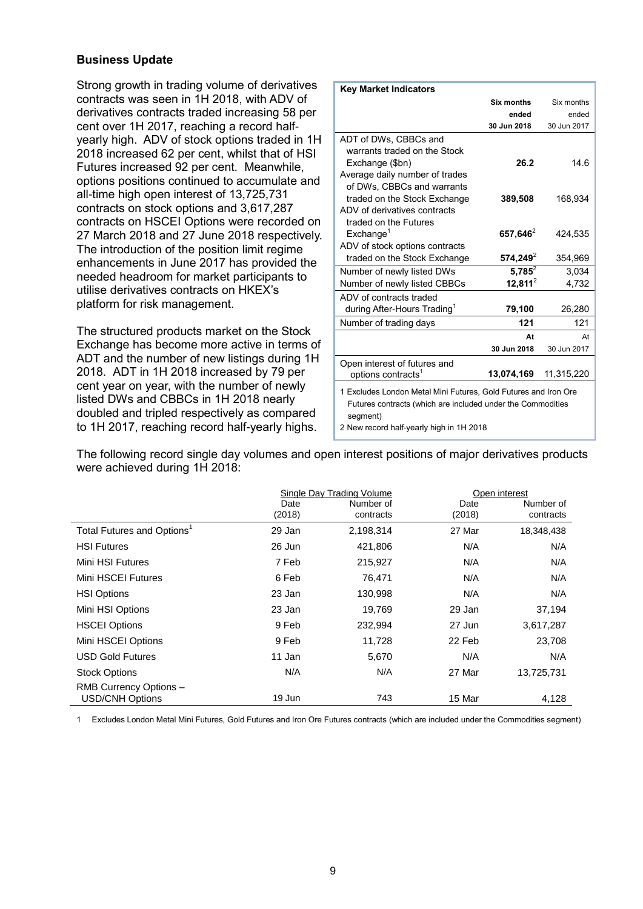## Business Update

Strong growth in trading volume of derivatives contracts was seen in 1H 2018, with ADV of derivatives contracts traded increasing 58 per cent over 1H 2017, reaching a record half-yearly high. ADV of stock options traded in 1H 2018 increased 62 per cent, whilst that of HSI Futures increased 92 per cent. Meanwhile, options positions continued to accumulate and all-time high open interest of 13,725,731 contracts on stock options and 3,617,287 contracts on HSCEI Options were recorded on 27 March 2018 and 27 June 2018 respectively. The introduction of the position limit regime enhancements in June 2017 has provided the needed headroom for market participants to utilise derivatives contracts on HKEX's platform for risk management.

The structured products market on the Stock Exchange has become more active in terms of ADT and the number of new listings during 1H 2018. ADT in 1H 2018 increased by 79 per cent year on year, with the number of newly listed DWs and CBBCs in 1H 2018 nearly doubled and tripled respectively as compared to 1H 2017, reaching record half-yearly highs.

**Key Market Indicators**

| | **Six months ended 30 Jun 2018** | Six months ended 30 Jun 2017 |
|---|---|---|
| ADT of DWs, CBBCs and warrants traded on the Stock Exchange ($bn) | **26.2** | 14.6 |
| Average daily number of trades of DWs, CBBCs and warrants traded on the Stock Exchange | **389,508** | 168,934 |
| ADV of derivatives contracts traded on the Futures Exchange[1] | **657,646**[2] | 424,535 |
| ADV of stock options contracts traded on the Stock Exchange | **574,249**[2] | 354,969 |
| Number of newly listed DWs | **5,785**[2] | 3,034 |
| Number of newly listed CBBCs | **12,811**[2] | 4,732 |
| ADV of contracts traded during After-Hours Trading[1] | **79,100** | 26,280 |
| Number of trading days | **121** | 121 |
| | **At 30 Jun 2018** | At 30 Jun 2017 |
| Open interest of futures and options contracts[1] | **13,074,169** | 11,315,220 |

1 Excludes London Metal Mini Futures, Gold Futures and Iron Ore Futures contracts (which are included under the Commodities segment)
2 New record half-yearly high in 1H 2018

The following record single day volumes and open interest positions of major derivatives products were achieved during 1H 2018:

| | Single Day Trading Volume | | Open interest | |
|---|---|---|---|---|
| | Date (2018) | Number of contracts | Date (2018) | Number of contracts |
| Total Futures and Options[1] | 29 Jan | 2,198,314 | 27 Mar | 18,348,438 |
| HSI Futures | 26 Jun | 421,806 | N/A | N/A |
| Mini HSI Futures | 7 Feb | 215,927 | N/A | N/A |
| Mini HSCEI Futures | 6 Feb | 76,471 | N/A | N/A |
| HSI Options | 23 Jan | 130,998 | N/A | N/A |
| Mini HSI Options | 23 Jan | 19,769 | 29 Jan | 37,194 |
| HSCEI Options | 9 Feb | 232,994 | 27 Jun | 3,617,287 |
| Mini HSCEI Options | 9 Feb | 11,728 | 22 Feb | 23,708 |
| USD Gold Futures | 11 Jan | 5,670 | N/A | N/A |
| Stock Options | N/A | N/A | 27 Mar | 13,725,731 |
| RMB Currency Options – USD/CNH Options | 19 Jun | 743 | 15 Mar | 4,128 |

1 Excludes London Metal Mini Futures, Gold Futures and Iron Ore Futures contracts (which are included under the Commodities segment)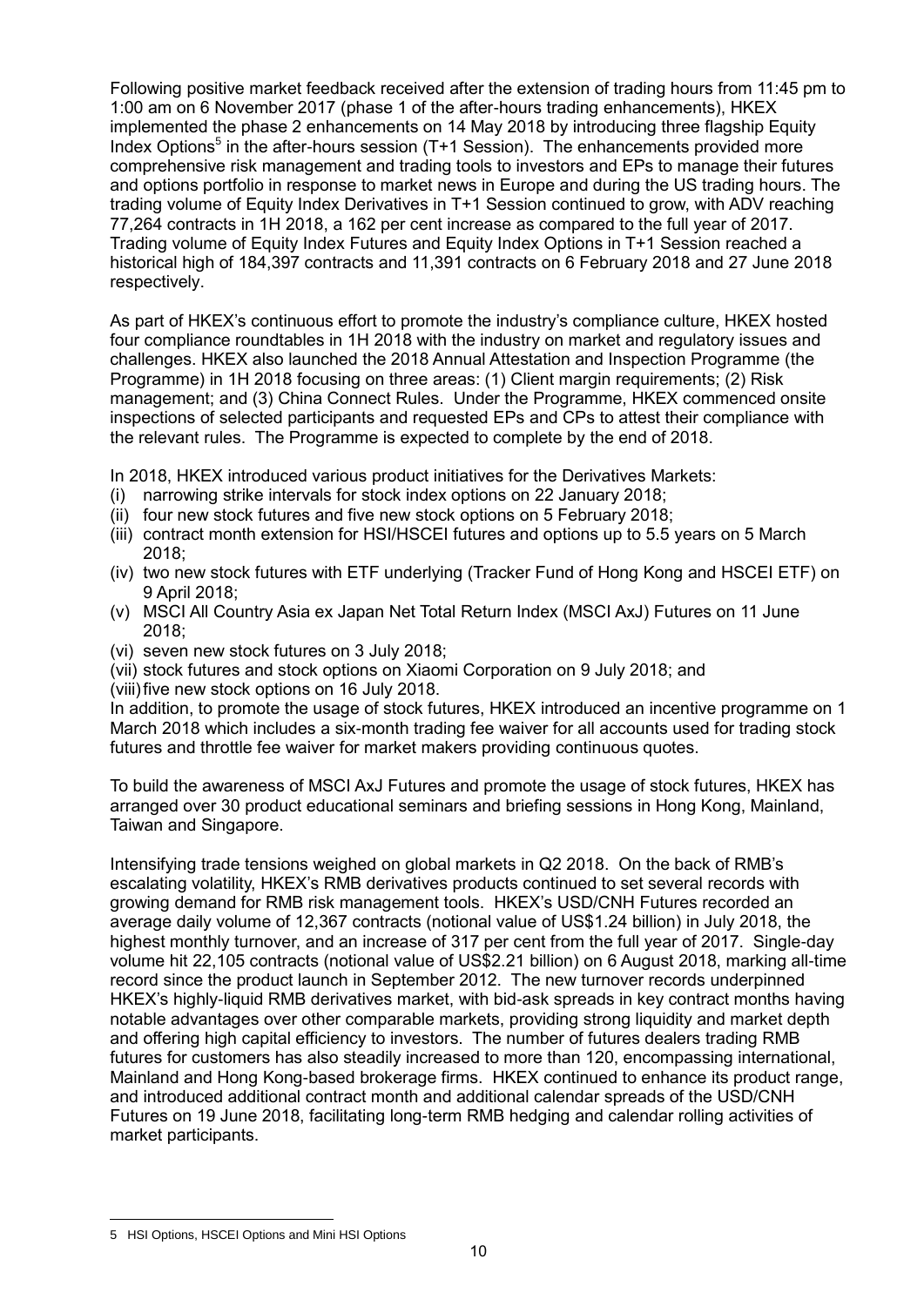Following positive market feedback received after the extension of trading hours from 11:45 pm to 1:00 am on 6 November 2017 (phase 1 of the after-hours trading enhancements), HKEX implemented the phase 2 enhancements on 14 May 2018 by introducing three flagship Equity Index Options[5] in the after-hours session (T+1 Session). The enhancements provided more comprehensive risk management and trading tools to investors and EPs to manage their futures and options portfolio in response to market news in Europe and during the US trading hours. The trading volume of Equity Index Derivatives in T+1 Session continued to grow, with ADV reaching 77,264 contracts in 1H 2018, a 162 per cent increase as compared to the full year of 2017. Trading volume of Equity Index Futures and Equity Index Options in T+1 Session reached a historical high of 184,397 contracts and 11,391 contracts on 6 February 2018 and 27 June 2018 respectively.

As part of HKEX's continuous effort to promote the industry's compliance culture, HKEX hosted four compliance roundtables in 1H 2018 with the industry on market and regulatory issues and challenges. HKEX also launched the 2018 Annual Attestation and Inspection Programme (the Programme) in 1H 2018 focusing on three areas: (1) Client margin requirements; (2) Risk management; and (3) China Connect Rules. Under the Programme, HKEX commenced onsite inspections of selected participants and requested EPs and CPs to attest their compliance with the relevant rules. The Programme is expected to complete by the end of 2018.

In 2018, HKEX introduced various product initiatives for the Derivatives Markets:

(i) narrowing strike intervals for stock index options on 22 January 2018;
(ii) four new stock futures and five new stock options on 5 February 2018;
(iii) contract month extension for HSI/HSCEI futures and options up to 5.5 years on 5 March 2018;
(iv) two new stock futures with ETF underlying (Tracker Fund of Hong Kong and HSCEI ETF) on 9 April 2018;
(v) MSCI All Country Asia ex Japan Net Total Return Index (MSCI AxJ) Futures on 11 June 2018;
(vi) seven new stock futures on 3 July 2018;
(vii) stock futures and stock options on Xiaomi Corporation on 9 July 2018; and
(viii) five new stock options on 16 July 2018.

In addition, to promote the usage of stock futures, HKEX introduced an incentive programme on 1 March 2018 which includes a six-month trading fee waiver for all accounts used for trading stock futures and throttle fee waiver for market makers providing continuous quotes.

To build the awareness of MSCI AxJ Futures and promote the usage of stock futures, HKEX has arranged over 30 product educational seminars and briefing sessions in Hong Kong, Mainland, Taiwan and Singapore.

Intensifying trade tensions weighed on global markets in Q2 2018. On the back of RMB's escalating volatility, HKEX's RMB derivatives products continued to set several records with growing demand for RMB risk management tools. HKEX's USD/CNH Futures recorded an average daily volume of 12,367 contracts (notional value of US$1.24 billion) in July 2018, the highest monthly turnover, and an increase of 317 per cent from the full year of 2017. Single-day volume hit 22,105 contracts (notional value of US$2.21 billion) on 6 August 2018, marking all-time record since the product launch in September 2012. The new turnover records underpinned HKEX's highly-liquid RMB derivatives market, with bid-ask spreads in key contract months having notable advantages over other comparable markets, providing strong liquidity and market depth and offering high capital efficiency to investors. The number of futures dealers trading RMB futures for customers has also steadily increased to more than 120, encompassing international, Mainland and Hong Kong-based brokerage firms. HKEX continued to enhance its product range, and introduced additional contract month and additional calendar spreads of the USD/CNH Futures on 19 June 2018, facilitating long-term RMB hedging and calendar rolling activities of market participants.

---

5 HSI Options, HSCEI Options and Mini HSI Options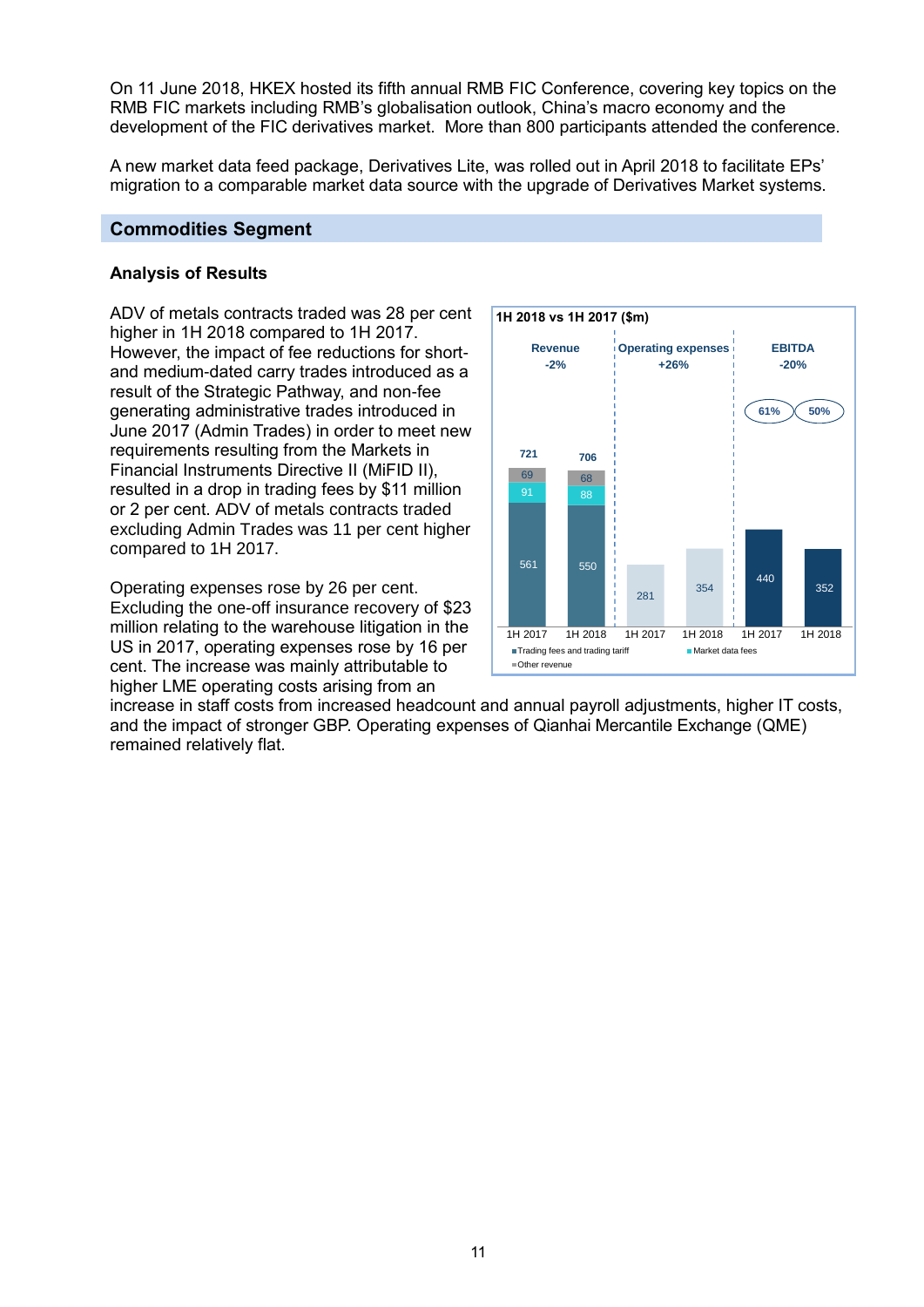On 11 June 2018, HKEX hosted its fifth annual RMB FIC Conference, covering key topics on the RMB FIC markets including RMB's globalisation outlook, China's macro economy and the development of the FIC derivatives market. More than 800 participants attended the conference.

A new market data feed package, Derivatives Lite, was rolled out in April 2018 to facilitate EPs' migration to a comparable market data source with the upgrade of Derivatives Market systems.

## Commodities Segment

### Analysis of Results

ADV of metals contracts traded was 28 per cent higher in 1H 2018 compared to 1H 2017. However, the impact of fee reductions for short- and medium-dated carry trades introduced as a result of the Strategic Pathway, and non-fee generating administrative trades introduced in June 2017 (Admin Trades) in order to meet new requirements resulting from the Markets in Financial Instruments Directive II (MiFID II), resulted in a drop in trading fees by $11 million or 2 per cent. ADV of metals contracts traded excluding Admin Trades was 11 per cent higher compared to 1H 2017.

**1H 2018 vs 1H 2017 ($m)**

| | Revenue (-2%) | | Operating expenses (+26%) | | EBITDA (-20%) | |
|---|---|---|---|---|---|---|
| | 1H 2017 | 1H 2018 | 1H 2017 | 1H 2018 | 1H 2017 | 1H 2018 |
| Trading fees and trading tariff | 561 | 550 | | | | |
| Market data fees | 91 | 88 | | | | |
| Other revenue | 69 | 68 | | | | |
| Total | 721 | 706 | 281 | 354 | 440 | 352 |
| EBITDA margin | | | | | 61% | 50% |

Operating expenses rose by 26 per cent. Excluding the one-off insurance recovery of $23 million relating to the warehouse litigation in the US in 2017, operating expenses rose by 16 per cent. The increase was mainly attributable to higher LME operating costs arising from an increase in staff costs from increased headcount and annual payroll adjustments, higher IT costs, and the impact of stronger GBP. Operating expenses of Qianhai Mercantile Exchange (QME) remained relatively flat.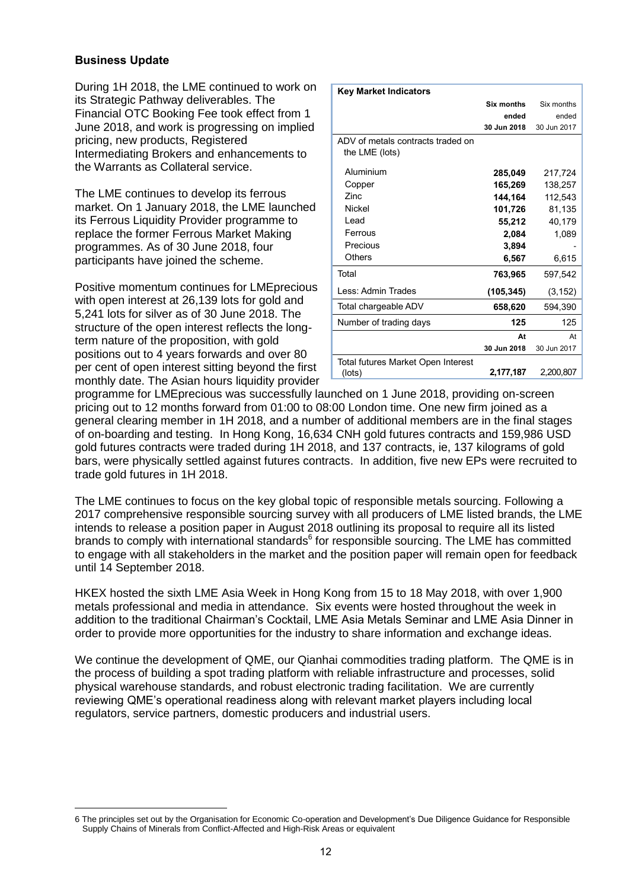### Business Update

During 1H 2018, the LME continued to work on its Strategic Pathway deliverables. The Financial OTC Booking Fee took effect from 1 June 2018, and work is progressing on implied pricing, new products, Registered Intermediating Brokers and enhancements to the Warrants as Collateral service.

| Key Market Indicators | | |
|---|---|---|
| | **Six months ended 30 Jun 2018** | Six months ended 30 Jun 2017 |
| ADV of metals contracts traded on the LME (lots) | | |
| Aluminium | **285,049** | 217,724 |
| Copper | **165,269** | 138,257 |
| Zinc | **144,164** | 112,543 |
| Nickel | **101,726** | 81,135 |
| Lead | **55,212** | 40,179 |
| Ferrous | **2,084** | 1,089 |
| Precious | **3,894** | - |
| Others | **6,567** | 6,615 |
| Total | **763,965** | 597,542 |
| Less: Admin Trades | **(105,345)** | (3,152) |
| Total chargeable ADV | **658,620** | 594,390 |
| Number of trading days | **125** | 125 |
| | **At 30 Jun 2018** | At 30 Jun 2017 |
| Total futures Market Open Interest (lots) | **2,177,187** | 2,200,807 |

The LME continues to develop its ferrous market. On 1 January 2018, the LME launched its Ferrous Liquidity Provider programme to replace the former Ferrous Market Making programmes. As of 30 June 2018, four participants have joined the scheme.

Positive momentum continues for LMEprecious with open interest at 26,139 lots for gold and 5,241 lots for silver as of 30 June 2018. The structure of the open interest reflects the long-term nature of the proposition, with gold positions out to 4 years forwards and over 80 per cent of open interest sitting beyond the first monthly date. The Asian hours liquidity provider programme for LMEprecious was successfully launched on 1 June 2018, providing on-screen pricing out to 12 months forward from 01:00 to 08:00 London time. One new firm joined as a general clearing member in 1H 2018, and a number of additional members are in the final stages of on-boarding and testing. In Hong Kong, 16,634 CNH gold futures contracts and 159,986 USD gold futures contracts were traded during 1H 2018, and 137 contracts, ie, 137 kilograms of gold bars, were physically settled against futures contracts. In addition, five new EPs were recruited to trade gold futures in 1H 2018.

The LME continues to focus on the key global topic of responsible metals sourcing. Following a 2017 comprehensive responsible sourcing survey with all producers of LME listed brands, the LME intends to release a position paper in August 2018 outlining its proposal to require all its listed brands to comply with international standards[6] for responsible sourcing. The LME has committed to engage with all stakeholders in the market and the position paper will remain open for feedback until 14 September 2018.

HKEX hosted the sixth LME Asia Week in Hong Kong from 15 to 18 May 2018, with over 1,900 metals professional and media in attendance. Six events were hosted throughout the week in addition to the traditional Chairman's Cocktail, LME Asia Metals Seminar and LME Asia Dinner in order to provide more opportunities for the industry to share information and exchange ideas.

We continue the development of QME, our Qianhai commodities trading platform. The QME is in the process of building a spot trading platform with reliable infrastructure and processes, solid physical warehouse standards, and robust electronic trading facilitation. We are currently reviewing QME's operational readiness along with relevant market players including local regulators, service partners, domestic producers and industrial users.

---

6 The principles set out by the Organisation for Economic Co-operation and Development's Due Diligence Guidance for Responsible Supply Chains of Minerals from Conflict-Affected and High-Risk Areas or equivalent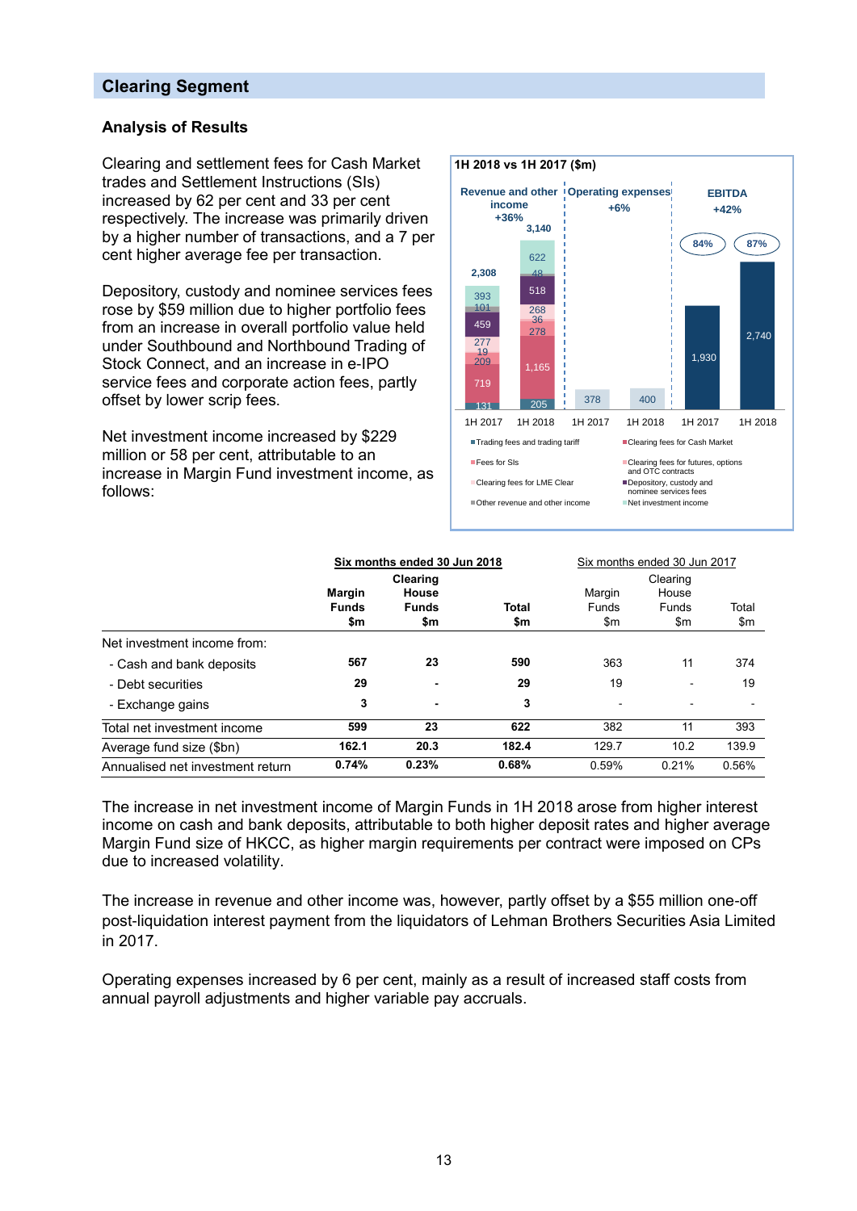## Clearing Segment

### Analysis of Results

Clearing and settlement fees for Cash Market trades and Settlement Instructions (SIs) increased by 62 per cent and 33 per cent respectively. The increase was primarily driven by a higher number of transactions, and a 7 per cent higher average fee per transaction.

Depository, custody and nominee services fees rose by $59 million due to higher portfolio fees from an increase in overall portfolio value held under Southbound and Northbound Trading of Stock Connect, and an increase in e-IPO service fees and corporate action fees, partly offset by lower scrip fees.

Net investment income increased by $229 million or 58 per cent, attributable to an increase in Margin Fund investment income, as follows:

**1H 2018 vs 1H 2017 ($m)**

| | Revenue and other income +36% | | Operating expenses +6% | | EBITDA +42% | |
|---|---|---|---|---|---|---|
| | 1H 2017 | 1H 2018 | 1H 2017 | 1H 2018 | 1H 2017 | 1H 2018 |
| Trading fees and trading tariff | 131 | 205 | | | | |
| Clearing fees for Cash Market | 719 | 1,165 | | | | |
| Fees for SIs | 209 | 278 | | | | |
| Clearing fees for futures, options and OTC contracts | 19 | 36 | | | | |
| Clearing fees for LME Clear | 277 | 268 | | | | |
| Depository, custody and nominee services fees | 459 | 518 | | | | |
| Other revenue and other income | 101 | 48 | | | | |
| Net investment income | 393 | 622 | | | | |
| Total | 2,308 | 3,140 | 378 | 400 | 1,930 (84%) | 2,740 (87%) |

| | Six months ended 30 Jun 2018 | | | Six months ended 30 Jun 2017 | | |
|---|---|---|---|---|---|---|
| | **Margin Funds $m** | **Clearing House Funds $m** | **Total $m** | Margin Funds $m | Clearing House Funds $m | Total $m |
| Net investment income from: | | | | | | |
| - Cash and bank deposits | **567** | **23** | **590** | 363 | 11 | 374 |
| - Debt securities | **29** | **-** | **29** | 19 | - | 19 |
| - Exchange gains | **3** | **-** | **3** | - | - | - |
| Total net investment income | **599** | **23** | **622** | 382 | 11 | 393 |
| Average fund size ($bn) | **162.1** | **20.3** | **182.4** | 129.7 | 10.2 | 139.9 |
| Annualised net investment return | **0.74%** | **0.23%** | **0.68%** | 0.59% | 0.21% | 0.56% |

The increase in net investment income of Margin Funds in 1H 2018 arose from higher interest income on cash and bank deposits, attributable to both higher deposit rates and higher average Margin Fund size of HKCC, as higher margin requirements per contract were imposed on CPs due to increased volatility.

The increase in revenue and other income was, however, partly offset by a $55 million one-off post-liquidation interest payment from the liquidators of Lehman Brothers Securities Asia Limited in 2017.

Operating expenses increased by 6 per cent, mainly as a result of increased staff costs from annual payroll adjustments and higher variable pay accruals.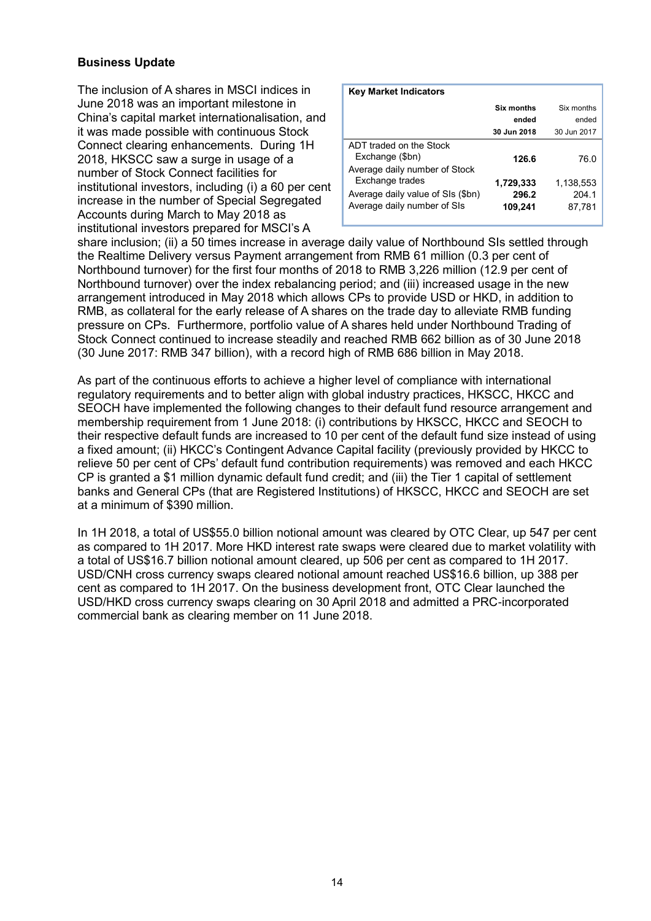## Business Update

| Key Market Indicators | | |
|---|---|---|
| | **Six months ended 30 Jun 2018** | Six months ended 30 Jun 2017 |
| ADT traded on the Stock Exchange ($bn) | **126.6** | 76.0 |
| Average daily number of Stock Exchange trades | **1,729,333** | 1,138,553 |
| Average daily value of SIs ($bn) | **296.2** | 204.1 |
| Average daily number of SIs | **109,241** | 87,781 |

The inclusion of A shares in MSCI indices in June 2018 was an important milestone in China's capital market internationalisation, and it was made possible with continuous Stock Connect clearing enhancements. During 1H 2018, HKSCC saw a surge in usage of a number of Stock Connect facilities for institutional investors, including (i) a 60 per cent increase in the number of Special Segregated Accounts during March to May 2018 as institutional investors prepared for MSCI's A share inclusion; (ii) a 50 times increase in average daily value of Northbound SIs settled through the Realtime Delivery versus Payment arrangement from RMB 61 million (0.3 per cent of Northbound turnover) for the first four months of 2018 to RMB 3,226 million (12.9 per cent of Northbound turnover) over the index rebalancing period; and (iii) increased usage in the new arrangement introduced in May 2018 which allows CPs to provide USD or HKD, in addition to RMB, as collateral for the early release of A shares on the trade day to alleviate RMB funding pressure on CPs. Furthermore, portfolio value of A shares held under Northbound Trading of Stock Connect continued to increase steadily and reached RMB 662 billion as of 30 June 2018 (30 June 2017: RMB 347 billion), with a record high of RMB 686 billion in May 2018.

As part of the continuous efforts to achieve a higher level of compliance with international regulatory requirements and to better align with global industry practices, HKSCC, HKCC and SEOCH have implemented the following changes to their default fund resource arrangement and membership requirement from 1 June 2018: (i) contributions by HKSCC, HKCC and SEOCH to their respective default funds are increased to 10 per cent of the default fund size instead of using a fixed amount; (ii) HKCC's Contingent Advance Capital facility (previously provided by HKCC to relieve 50 per cent of CPs' default fund contribution requirements) was removed and each HKCC CP is granted a $1 million dynamic default fund credit; and (iii) the Tier 1 capital of settlement banks and General CPs (that are Registered Institutions) of HKSCC, HKCC and SEOCH are set at a minimum of $390 million.

In 1H 2018, a total of US$55.0 billion notional amount was cleared by OTC Clear, up 547 per cent as compared to 1H 2017. More HKD interest rate swaps were cleared due to market volatility with a total of US$16.7 billion notional amount cleared, up 506 per cent as compared to 1H 2017. USD/CNH cross currency swaps cleared notional amount reached US$16.6 billion, up 388 per cent as compared to 1H 2017. On the business development front, OTC Clear launched the USD/HKD cross currency swaps clearing on 30 April 2018 and admitted a PRC-incorporated commercial bank as clearing member on 11 June 2018.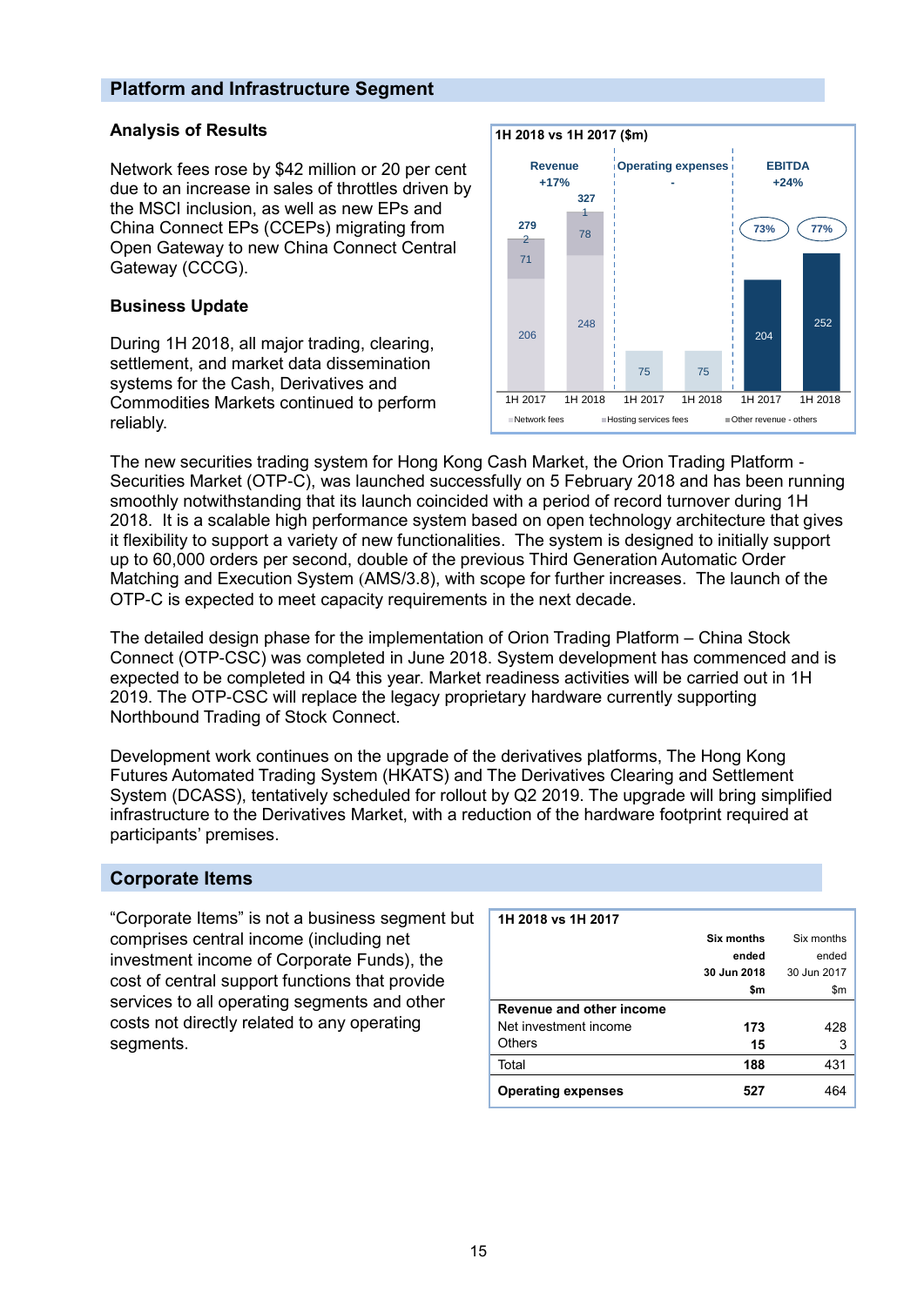## Platform and Infrastructure Segment

### Analysis of Results

Network fees rose by $42 million or 20 per cent due to an increase in sales of throttles driven by the MSCI inclusion, as well as new EPs and China Connect EPs (CCEPs) migrating from Open Gateway to new China Connect Central Gateway (CCCG).

**1H 2018 vs 1H 2017 ($m)**

| | Revenue +17% | | Operating expenses - | | EBITDA +24% | |
|---|---|---|---|---|---|---|
| | 1H 2017 | 1H 2018 | 1H 2017 | 1H 2018 | 1H 2017 | 1H 2018 |
| Network fees | 206 | 248 | | | | |
| Hosting services fees | 71 | 78 | | | | |
| Other revenue - others | 2 | 1 | | | | |
| Total | 279 | 327 | 75 | 75 | 204 | 252 |
| EBITDA margin | | | | | 73% | 77% |

### Business Update

During 1H 2018, all major trading, clearing, settlement, and market data dissemination systems for the Cash, Derivatives and Commodities Markets continued to perform reliably.

The new securities trading system for Hong Kong Cash Market, the Orion Trading Platform - Securities Market (OTP-C), was launched successfully on 5 February 2018 and has been running smoothly notwithstanding that its launch coincided with a period of record turnover during 1H 2018. It is a scalable high performance system based on open technology architecture that gives it flexibility to support a variety of new functionalities. The system is designed to initially support up to 60,000 orders per second, double of the previous Third Generation Automatic Order Matching and Execution System (AMS/3.8), with scope for further increases. The launch of the OTP-C is expected to meet capacity requirements in the next decade.

The detailed design phase for the implementation of Orion Trading Platform – China Stock Connect (OTP-CSC) was completed in June 2018. System development has commenced and is expected to be completed in Q4 this year. Market readiness activities will be carried out in 1H 2019. The OTP-CSC will replace the legacy proprietary hardware currently supporting Northbound Trading of Stock Connect.

Development work continues on the upgrade of the derivatives platforms, The Hong Kong Futures Automated Trading System (HKATS) and The Derivatives Clearing and Settlement System (DCASS), tentatively scheduled for rollout by Q2 2019. The upgrade will bring simplified infrastructure to the Derivatives Market, with a reduction of the hardware footprint required at participants' premises.

## Corporate Items

"Corporate Items" is not a business segment but comprises central income (including net investment income of Corporate Funds), the cost of central support functions that provide services to all operating segments and other costs not directly related to any operating segments.

**1H 2018 vs 1H 2017**

| | **Six months ended 30 Jun 2018 $m** | Six months ended 30 Jun 2017 $m |
|---|---|---|
| **Revenue and other income** | | |
| Net investment income | **173** | 428 |
| Others | **15** | 3 |
| Total | **188** | 431 |
| **Operating expenses** | **527** | 464 |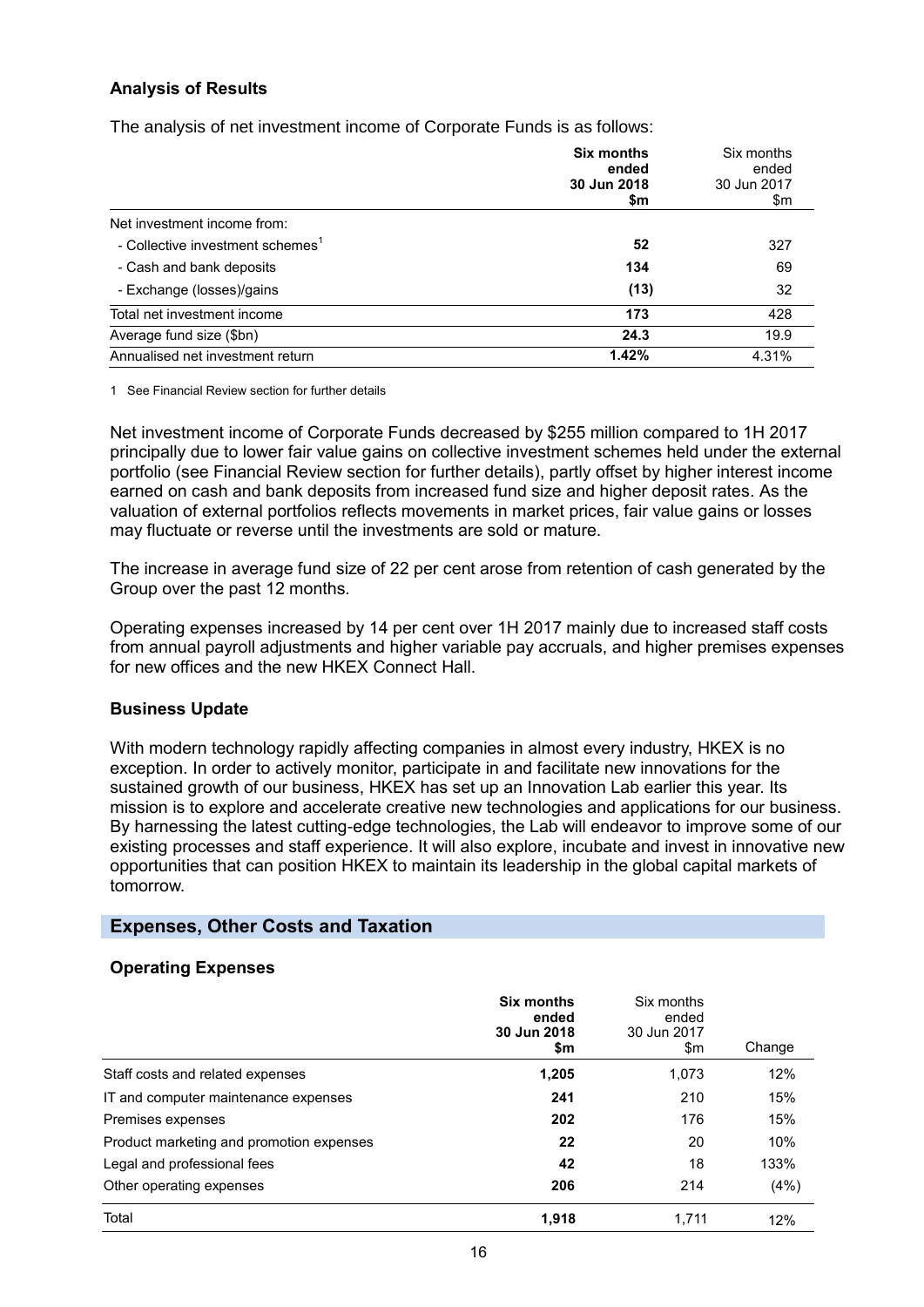### Analysis of Results

The analysis of net investment income of Corporate Funds is as follows:

| | **Six months ended 30 Jun 2018 $m** | Six months ended 30 Jun 2017 $m |
|---|---|---|
| Net investment income from: | | |
| - Collective investment schemes[1] | **52** | 327 |
| - Cash and bank deposits | **134** | 69 |
| - Exchange (losses)/gains | **(13)** | 32 |
| Total net investment income | **173** | 428 |
| Average fund size ($bn) | **24.3** | 19.9 |
| Annualised net investment return | **1.42%** | 4.31% |

1 See Financial Review section for further details

Net investment income of Corporate Funds decreased by $255 million compared to 1H 2017 principally due to lower fair value gains on collective investment schemes held under the external portfolio (see Financial Review section for further details), partly offset by higher interest income earned on cash and bank deposits from increased fund size and higher deposit rates. As the valuation of external portfolios reflects movements in market prices, fair value gains or losses may fluctuate or reverse until the investments are sold or mature.

The increase in average fund size of 22 per cent arose from retention of cash generated by the Group over the past 12 months.

Operating expenses increased by 14 per cent over 1H 2017 mainly due to increased staff costs from annual payroll adjustments and higher variable pay accruals, and higher premises expenses for new offices and the new HKEX Connect Hall.

### Business Update

With modern technology rapidly affecting companies in almost every industry, HKEX is no exception. In order to actively monitor, participate in and facilitate new innovations for the sustained growth of our business, HKEX has set up an Innovation Lab earlier this year. Its mission is to explore and accelerate creative new technologies and applications for our business. By harnessing the latest cutting-edge technologies, the Lab will endeavor to improve some of our existing processes and staff experience. It will also explore, incubate and invest in innovative new opportunities that can position HKEX to maintain its leadership in the global capital markets of tomorrow.

## Expenses, Other Costs and Taxation

### Operating Expenses

| | **Six months ended 30 Jun 2018 $m** | Six months ended 30 Jun 2017 $m | Change |
|---|---|---|---|
| Staff costs and related expenses | **1,205** | 1,073 | 12% |
| IT and computer maintenance expenses | **241** | 210 | 15% |
| Premises expenses | **202** | 176 | 15% |
| Product marketing and promotion expenses | **22** | 20 | 10% |
| Legal and professional fees | **42** | 18 | 133% |
| Other operating expenses | **206** | 214 | (4%) |
| Total | **1,918** | 1,711 | 12% |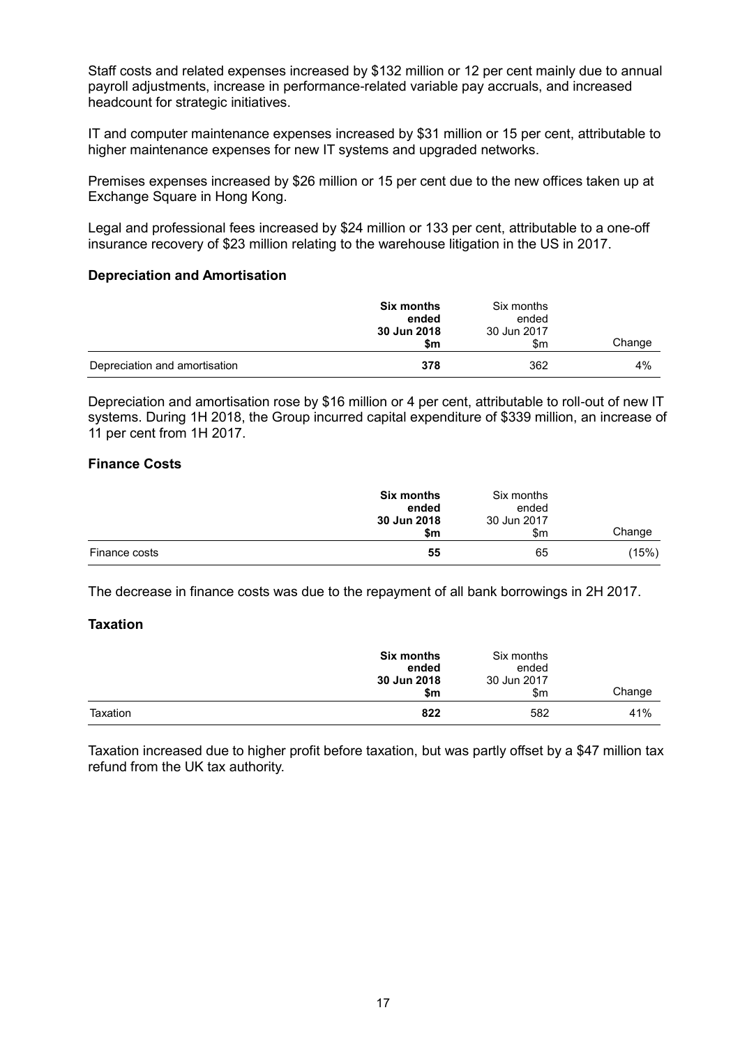Staff costs and related expenses increased by $132 million or 12 per cent mainly due to annual payroll adjustments, increase in performance-related variable pay accruals, and increased headcount for strategic initiatives.

IT and computer maintenance expenses increased by $31 million or 15 per cent, attributable to higher maintenance expenses for new IT systems and upgraded networks.

Premises expenses increased by $26 million or 15 per cent due to the new offices taken up at Exchange Square in Hong Kong.

Legal and professional fees increased by $24 million or 133 per cent, attributable to a one-off insurance recovery of $23 million relating to the warehouse litigation in the US in 2017.

**Depreciation and Amortisation**

| | **Six months ended 30 Jun 2018 $m** | Six months ended 30 Jun 2017 $m | Change |
|---|---|---|---|
| Depreciation and amortisation | **378** | 362 | 4% |

Depreciation and amortisation rose by $16 million or 4 per cent, attributable to roll-out of new IT systems. During 1H 2018, the Group incurred capital expenditure of $339 million, an increase of 11 per cent from 1H 2017.

**Finance Costs**

| | **Six months ended 30 Jun 2018 $m** | Six months ended 30 Jun 2017 $m | Change |
|---|---|---|---|
| Finance costs | **55** | 65 | (15%) |

The decrease in finance costs was due to the repayment of all bank borrowings in 2H 2017.

**Taxation**

| | **Six months ended 30 Jun 2018 $m** | Six months ended 30 Jun 2017 $m | Change |
|---|---|---|---|
| Taxation | **822** | 582 | 41% |

Taxation increased due to higher profit before taxation, but was partly offset by a $47 million tax refund from the UK tax authority.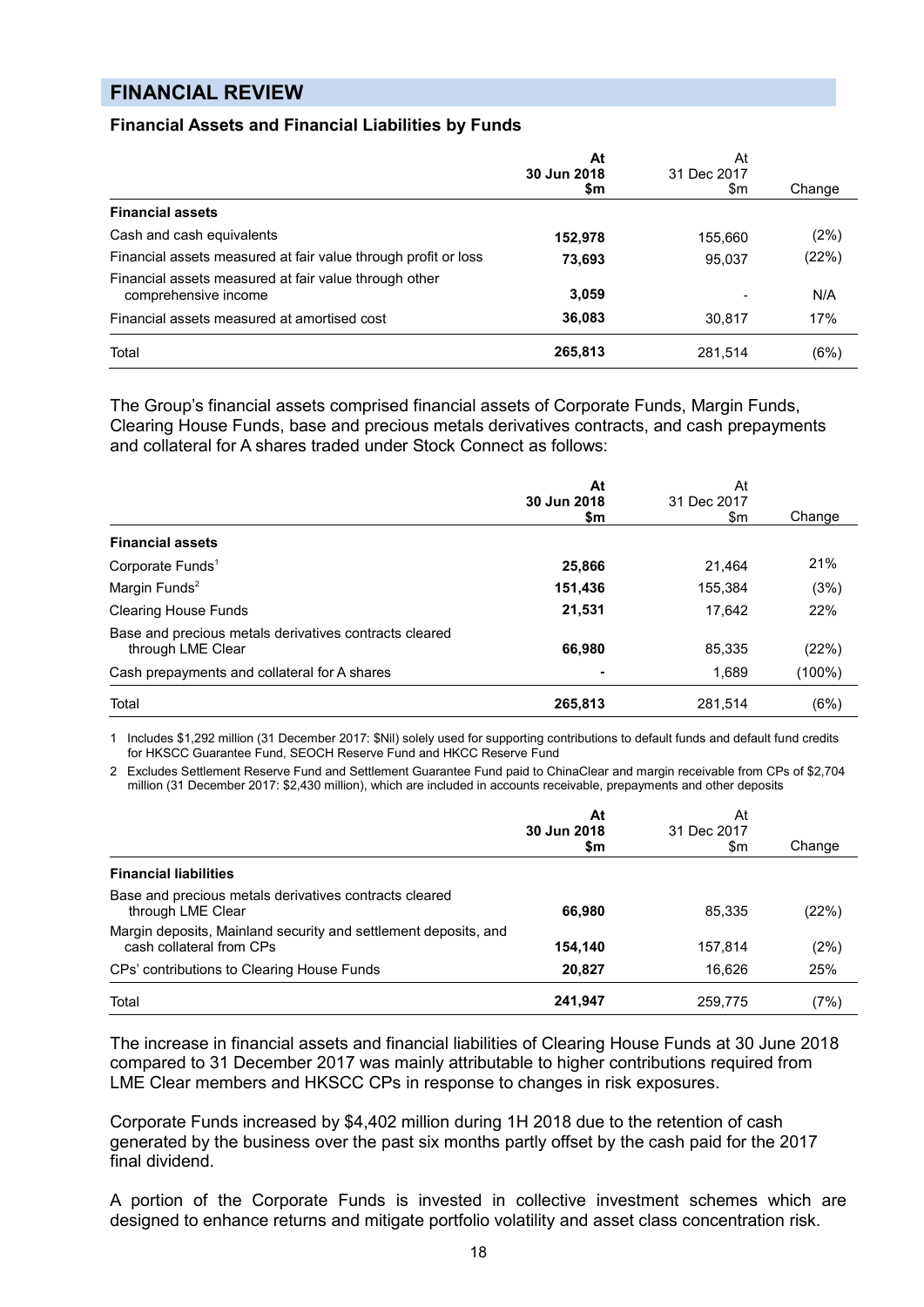## FINANCIAL REVIEW

### Financial Assets and Financial Liabilities by Funds

| | At 30 Jun 2018 $m | At 31 Dec 2017 $m | Change |
|---|---|---|---|
| **Financial assets** | | | |
| Cash and cash equivalents | **152,978** | 155,660 | (2%) |
| Financial assets measured at fair value through profit or loss | **73,693** | 95,037 | (22%) |
| Financial assets measured at fair value through other comprehensive income | **3,059** | - | N/A |
| Financial assets measured at amortised cost | **36,083** | 30,817 | 17% |
| Total | **265,813** | 281,514 | (6%) |

The Group's financial assets comprised financial assets of Corporate Funds, Margin Funds, Clearing House Funds, base and precious metals derivatives contracts, and cash prepayments and collateral for A shares traded under Stock Connect as follows:

| | At 30 Jun 2018 $m | At 31 Dec 2017 $m | Change |
|---|---|---|---|
| **Financial assets** | | | |
| Corporate Funds[1] | **25,866** | 21,464 | 21% |
| Margin Funds[2] | **151,436** | 155,384 | (3%) |
| Clearing House Funds | **21,531** | 17,642 | 22% |
| Base and precious metals derivatives contracts cleared through LME Clear | **66,980** | 85,335 | (22%) |
| Cash prepayments and collateral for A shares | **-** | 1,689 | (100%) |
| Total | **265,813** | 281,514 | (6%) |

1 Includes $1,292 million (31 December 2017: $Nil) solely used for supporting contributions to default funds and default fund credits for HKSCC Guarantee Fund, SEOCH Reserve Fund and HKCC Reserve Fund

2 Excludes Settlement Reserve Fund and Settlement Guarantee Fund paid to ChinaClear and margin receivable from CPs of $2,704 million (31 December 2017: $2,430 million), which are included in accounts receivable, prepayments and other deposits

| | At 30 Jun 2018 $m | At 31 Dec 2017 $m | Change |
|---|---|---|---|
| **Financial liabilities** | | | |
| Base and precious metals derivatives contracts cleared through LME Clear | **66,980** | 85,335 | (22%) |
| Margin deposits, Mainland security and settlement deposits, and cash collateral from CPs | **154,140** | 157,814 | (2%) |
| CPs' contributions to Clearing House Funds | **20,827** | 16,626 | 25% |
| Total | **241,947** | 259,775 | (7%) |

The increase in financial assets and financial liabilities of Clearing House Funds at 30 June 2018 compared to 31 December 2017 was mainly attributable to higher contributions required from LME Clear members and HKSCC CPs in response to changes in risk exposures.

Corporate Funds increased by $4,402 million during 1H 2018 due to the retention of cash generated by the business over the past six months partly offset by the cash paid for the 2017 final dividend.

A portion of the Corporate Funds is invested in collective investment schemes which are designed to enhance returns and mitigate portfolio volatility and asset class concentration risk.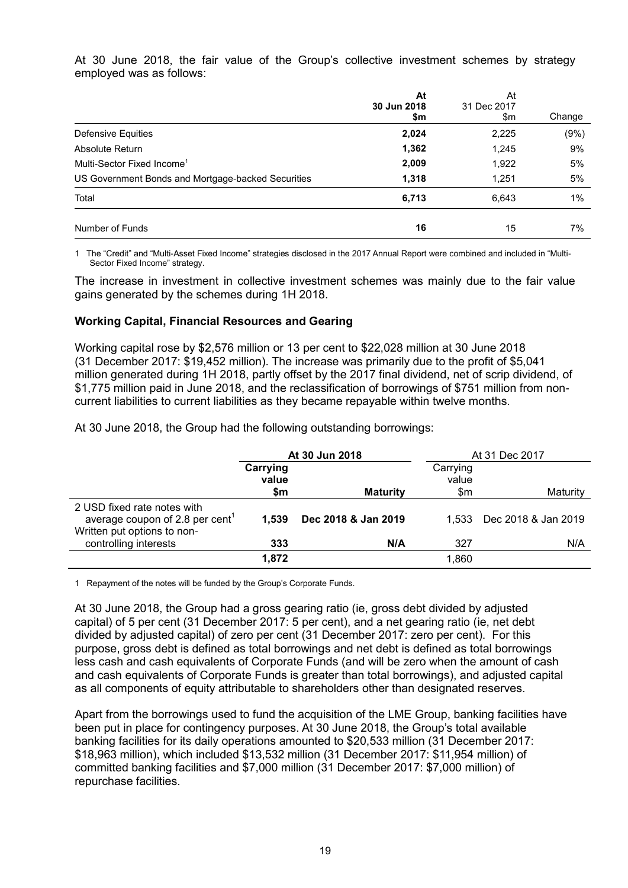At 30 June 2018, the fair value of the Group's collective investment schemes by strategy employed was as follows:

| | **At 30 Jun 2018 $m** | At 31 Dec 2017 $m | Change |
|---|---|---|---|
| Defensive Equities | **2,024** | 2,225 | (9%) |
| Absolute Return | **1,362** | 1,245 | 9% |
| Multi-Sector Fixed Income[1] | **2,009** | 1,922 | 5% |
| US Government Bonds and Mortgage-backed Securities | **1,318** | 1,251 | 5% |
| Total | **6,713** | 6,643 | 1% |
| Number of Funds | **16** | 15 | 7% |

1 The "Credit" and "Multi-Asset Fixed Income" strategies disclosed in the 2017 Annual Report were combined and included in "Multi-Sector Fixed Income" strategy.

The increase in investment in collective investment schemes was mainly due to the fair value gains generated by the schemes during 1H 2018.

**Working Capital, Financial Resources and Gearing**

Working capital rose by $2,576 million or 13 per cent to $22,028 million at 30 June 2018 (31 December 2017: $19,452 million). The increase was primarily due to the profit of $5,041 million generated during 1H 2018, partly offset by the 2017 final dividend, net of scrip dividend, of $1,775 million paid in June 2018, and the reclassification of borrowings of $751 million from non-current liabilities to current liabilities as they became repayable within twelve months.

At 30 June 2018, the Group had the following outstanding borrowings:

| | **At 30 Jun 2018** | | At 31 Dec 2017 | |
|---|---|---|---|---|
| | **Carrying value $m** | **Maturity** | Carrying value $m | Maturity |
| 2 USD fixed rate notes with average coupon of 2.8 per cent[1] | **1,539** | **Dec 2018 & Jan 2019** | 1,533 | Dec 2018 & Jan 2019 |
| Written put options to non-controlling interests | **333** | **N/A** | 327 | N/A |
| | **1,872** | | 1,860 | |

1 Repayment of the notes will be funded by the Group's Corporate Funds.

At 30 June 2018, the Group had a gross gearing ratio (ie, gross debt divided by adjusted capital) of 5 per cent (31 December 2017: 5 per cent), and a net gearing ratio (ie, net debt divided by adjusted capital) of zero per cent (31 December 2017: zero per cent). For this purpose, gross debt is defined as total borrowings and net debt is defined as total borrowings less cash and cash equivalents of Corporate Funds (and will be zero when the amount of cash and cash equivalents of Corporate Funds is greater than total borrowings), and adjusted capital as all components of equity attributable to shareholders other than designated reserves.

Apart from the borrowings used to fund the acquisition of the LME Group, banking facilities have been put in place for contingency purposes. At 30 June 2018, the Group's total available banking facilities for its daily operations amounted to $20,533 million (31 December 2017: $18,963 million), which included $13,532 million (31 December 2017: $11,954 million) of committed banking facilities and $7,000 million (31 December 2017: $7,000 million) of repurchase facilities.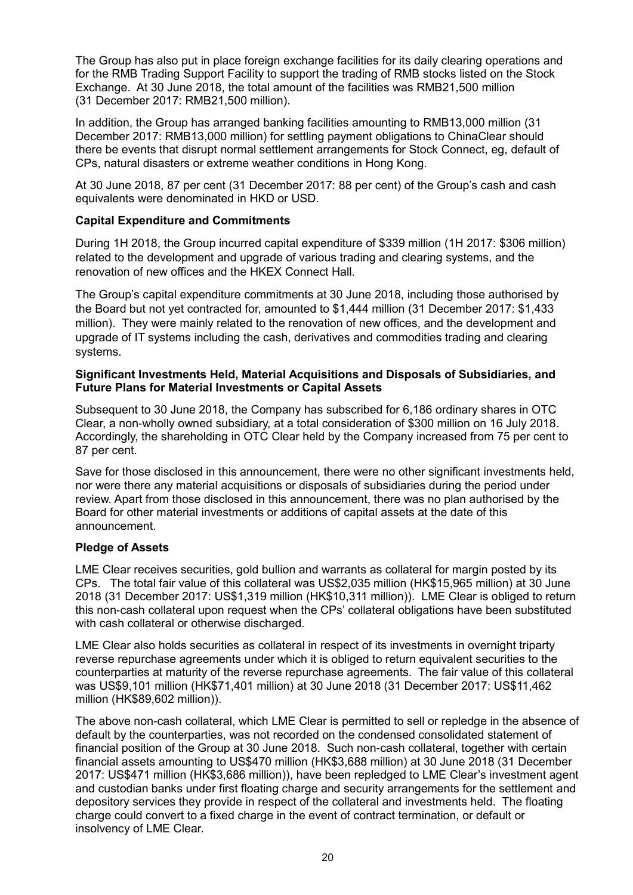The Group has also put in place foreign exchange facilities for its daily clearing operations and for the RMB Trading Support Facility to support the trading of RMB stocks listed on the Stock Exchange. At 30 June 2018, the total amount of the facilities was RMB21,500 million (31 December 2017: RMB21,500 million).

In addition, the Group has arranged banking facilities amounting to RMB13,000 million (31 December 2017: RMB13,000 million) for settling payment obligations to ChinaClear should there be events that disrupt normal settlement arrangements for Stock Connect, eg, default of CPs, natural disasters or extreme weather conditions in Hong Kong.

At 30 June 2018, 87 per cent (31 December 2017: 88 per cent) of the Group's cash and cash equivalents were denominated in HKD or USD.

**Capital Expenditure and Commitments**

During 1H 2018, the Group incurred capital expenditure of $339 million (1H 2017: $306 million) related to the development and upgrade of various trading and clearing systems, and the renovation of new offices and the HKEX Connect Hall.

The Group's capital expenditure commitments at 30 June 2018, including those authorised by the Board but not yet contracted for, amounted to $1,444 million (31 December 2017: $1,433 million). They were mainly related to the renovation of new offices, and the development and upgrade of IT systems including the cash, derivatives and commodities trading and clearing systems.

**Significant Investments Held, Material Acquisitions and Disposals of Subsidiaries, and Future Plans for Material Investments or Capital Assets**

Subsequent to 30 June 2018, the Company has subscribed for 6,186 ordinary shares in OTC Clear, a non-wholly owned subsidiary, at a total consideration of $300 million on 16 July 2018. Accordingly, the shareholding in OTC Clear held by the Company increased from 75 per cent to 87 per cent.

Save for those disclosed in this announcement, there were no other significant investments held, nor were there any material acquisitions or disposals of subsidiaries during the period under review. Apart from those disclosed in this announcement, there was no plan authorised by the Board for other material investments or additions of capital assets at the date of this announcement.

**Pledge of Assets**

LME Clear receives securities, gold bullion and warrants as collateral for margin posted by its CPs. The total fair value of this collateral was US$2,035 million (HK$15,965 million) at 30 June 2018 (31 December 2017: US$1,319 million (HK$10,311 million)). LME Clear is obliged to return this non-cash collateral upon request when the CPs' collateral obligations have been substituted with cash collateral or otherwise discharged.

LME Clear also holds securities as collateral in respect of its investments in overnight triparty reverse repurchase agreements under which it is obliged to return equivalent securities to the counterparties at maturity of the reverse repurchase agreements. The fair value of this collateral was US$9,101 million (HK$71,401 million) at 30 June 2018 (31 December 2017: US$11,462 million (HK$89,602 million)).

The above non-cash collateral, which LME Clear is permitted to sell or repledge in the absence of default by the counterparties, was not recorded on the condensed consolidated statement of financial position of the Group at 30 June 2018. Such non-cash collateral, together with certain financial assets amounting to US$470 million (HK$3,688 million) at 30 June 2018 (31 December 2017: US$471 million (HK$3,686 million)), have been repledged to LME Clear's investment agent and custodian banks under first floating charge and security arrangements for the settlement and depository services they provide in respect of the collateral and investments held. The floating charge could convert to a fixed charge in the event of contract termination, or default or insolvency of LME Clear.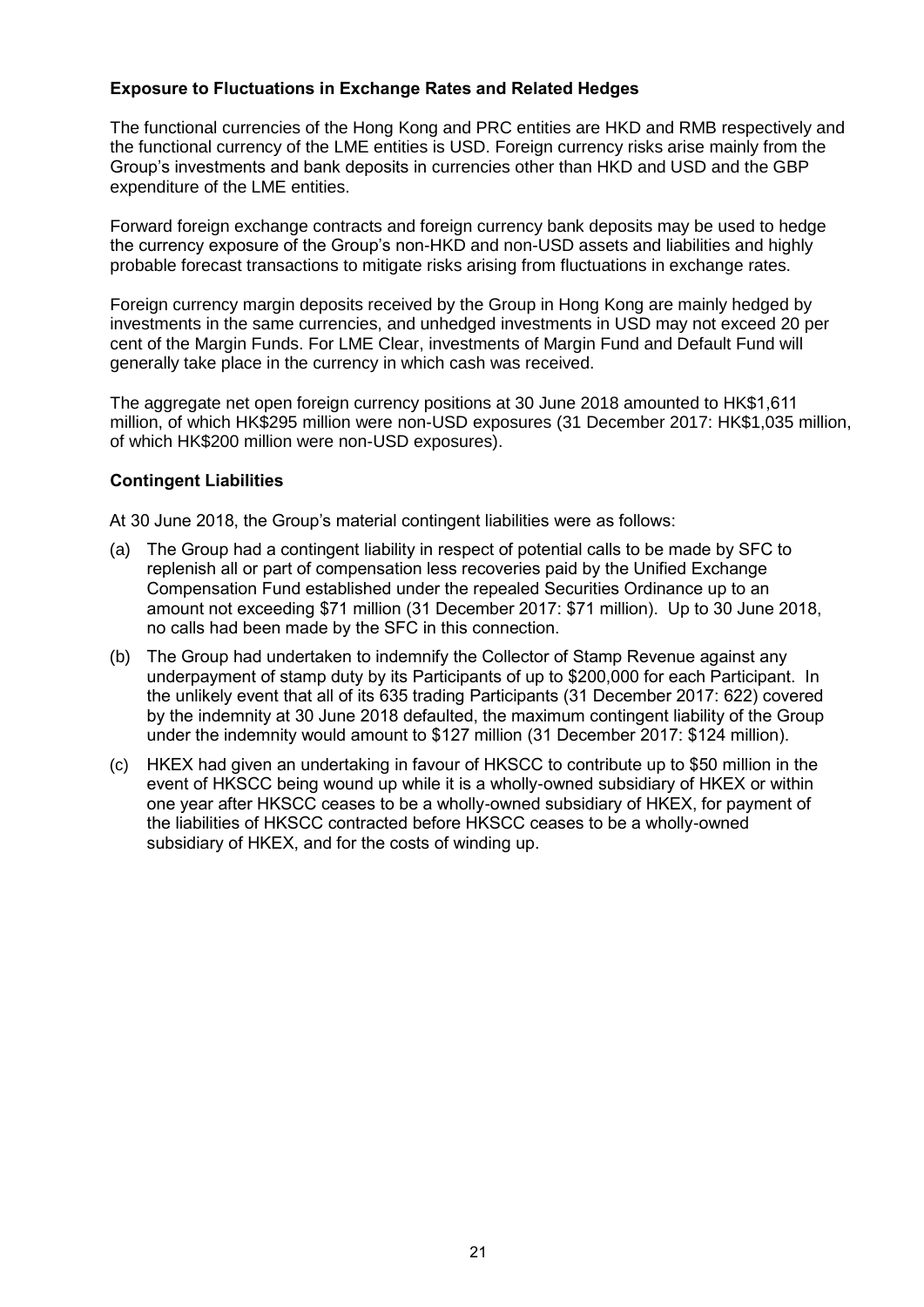**Exposure to Fluctuations in Exchange Rates and Related Hedges**

The functional currencies of the Hong Kong and PRC entities are HKD and RMB respectively and the functional currency of the LME entities is USD. Foreign currency risks arise mainly from the Group's investments and bank deposits in currencies other than HKD and USD and the GBP expenditure of the LME entities.

Forward foreign exchange contracts and foreign currency bank deposits may be used to hedge the currency exposure of the Group's non-HKD and non-USD assets and liabilities and highly probable forecast transactions to mitigate risks arising from fluctuations in exchange rates.

Foreign currency margin deposits received by the Group in Hong Kong are mainly hedged by investments in the same currencies, and unhedged investments in USD may not exceed 20 per cent of the Margin Funds. For LME Clear, investments of Margin Fund and Default Fund will generally take place in the currency in which cash was received.

The aggregate net open foreign currency positions at 30 June 2018 amounted to HK$1,611 million, of which HK$295 million were non-USD exposures (31 December 2017: HK$1,035 million, of which HK$200 million were non-USD exposures).

**Contingent Liabilities**

At 30 June 2018, the Group's material contingent liabilities were as follows:

(a) The Group had a contingent liability in respect of potential calls to be made by SFC to replenish all or part of compensation less recoveries paid by the Unified Exchange Compensation Fund established under the repealed Securities Ordinance up to an amount not exceeding $71 million (31 December 2017: $71 million). Up to 30 June 2018, no calls had been made by the SFC in this connection.

(b) The Group had undertaken to indemnify the Collector of Stamp Revenue against any underpayment of stamp duty by its Participants of up to $200,000 for each Participant. In the unlikely event that all of its 635 trading Participants (31 December 2017: 622) covered by the indemnity at 30 June 2018 defaulted, the maximum contingent liability of the Group under the indemnity would amount to $127 million (31 December 2017: $124 million).

(c) HKEX had given an undertaking in favour of HKSCC to contribute up to $50 million in the event of HKSCC being wound up while it is a wholly-owned subsidiary of HKEX or within one year after HKSCC ceases to be a wholly-owned subsidiary of HKEX, for payment of the liabilities of HKSCC contracted before HKSCC ceases to be a wholly-owned subsidiary of HKEX, and for the costs of winding up.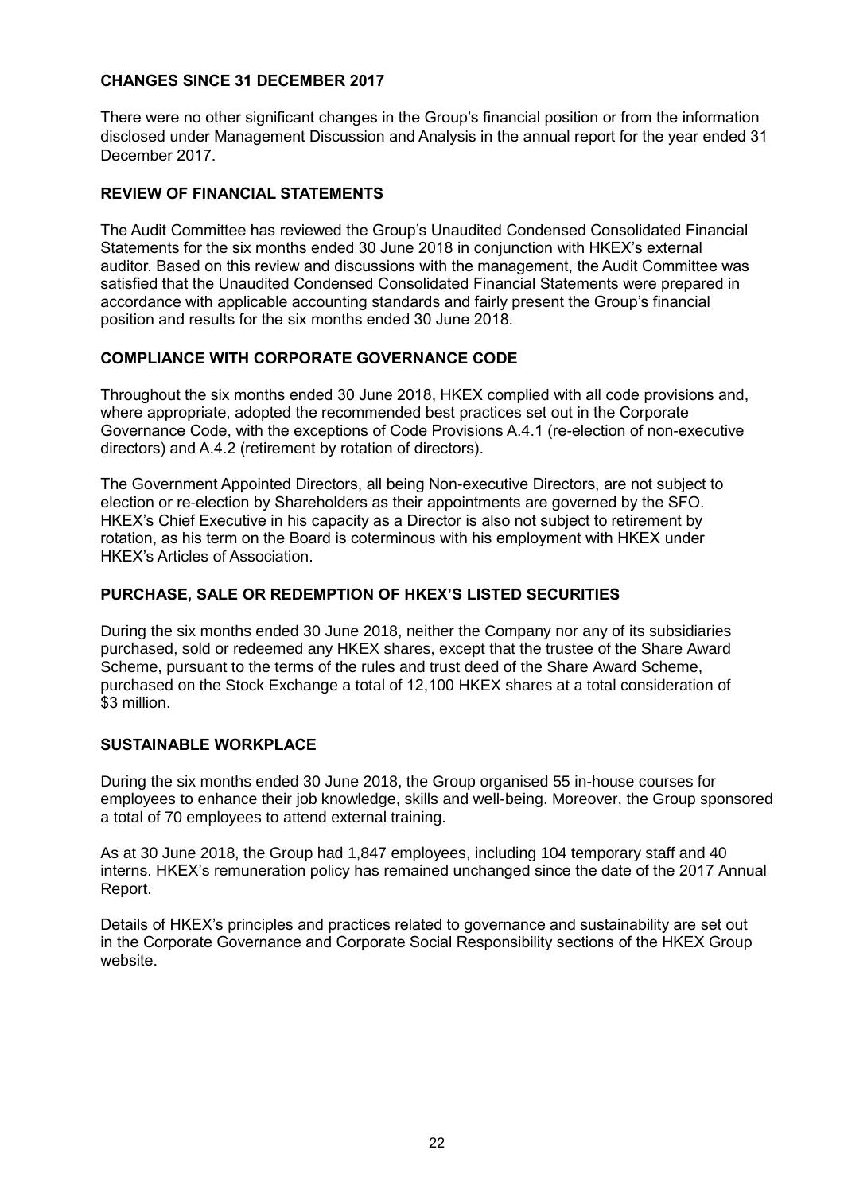## CHANGES SINCE 31 DECEMBER 2017

There were no other significant changes in the Group's financial position or from the information disclosed under Management Discussion and Analysis in the annual report for the year ended 31 December 2017.

## REVIEW OF FINANCIAL STATEMENTS

The Audit Committee has reviewed the Group's Unaudited Condensed Consolidated Financial Statements for the six months ended 30 June 2018 in conjunction with HKEX's external auditor. Based on this review and discussions with the management, the Audit Committee was satisfied that the Unaudited Condensed Consolidated Financial Statements were prepared in accordance with applicable accounting standards and fairly present the Group's financial position and results for the six months ended 30 June 2018.

## COMPLIANCE WITH CORPORATE GOVERNANCE CODE

Throughout the six months ended 30 June 2018, HKEX complied with all code provisions and, where appropriate, adopted the recommended best practices set out in the Corporate Governance Code, with the exceptions of Code Provisions A.4.1 (re-election of non-executive directors) and A.4.2 (retirement by rotation of directors).

The Government Appointed Directors, all being Non-executive Directors, are not subject to election or re-election by Shareholders as their appointments are governed by the SFO. HKEX's Chief Executive in his capacity as a Director is also not subject to retirement by rotation, as his term on the Board is coterminous with his employment with HKEX under HKEX's Articles of Association.

## PURCHASE, SALE OR REDEMPTION OF HKEX'S LISTED SECURITIES

During the six months ended 30 June 2018, neither the Company nor any of its subsidiaries purchased, sold or redeemed any HKEX shares, except that the trustee of the Share Award Scheme, pursuant to the terms of the rules and trust deed of the Share Award Scheme, purchased on the Stock Exchange a total of 12,100 HKEX shares at a total consideration of $3 million.

## SUSTAINABLE WORKPLACE

During the six months ended 30 June 2018, the Group organised 55 in-house courses for employees to enhance their job knowledge, skills and well-being. Moreover, the Group sponsored a total of 70 employees to attend external training.

As at 30 June 2018, the Group had 1,847 employees, including 104 temporary staff and 40 interns. HKEX's remuneration policy has remained unchanged since the date of the 2017 Annual Report.

Details of HKEX's principles and practices related to governance and sustainability are set out in the Corporate Governance and Corporate Social Responsibility sections of the HKEX Group website.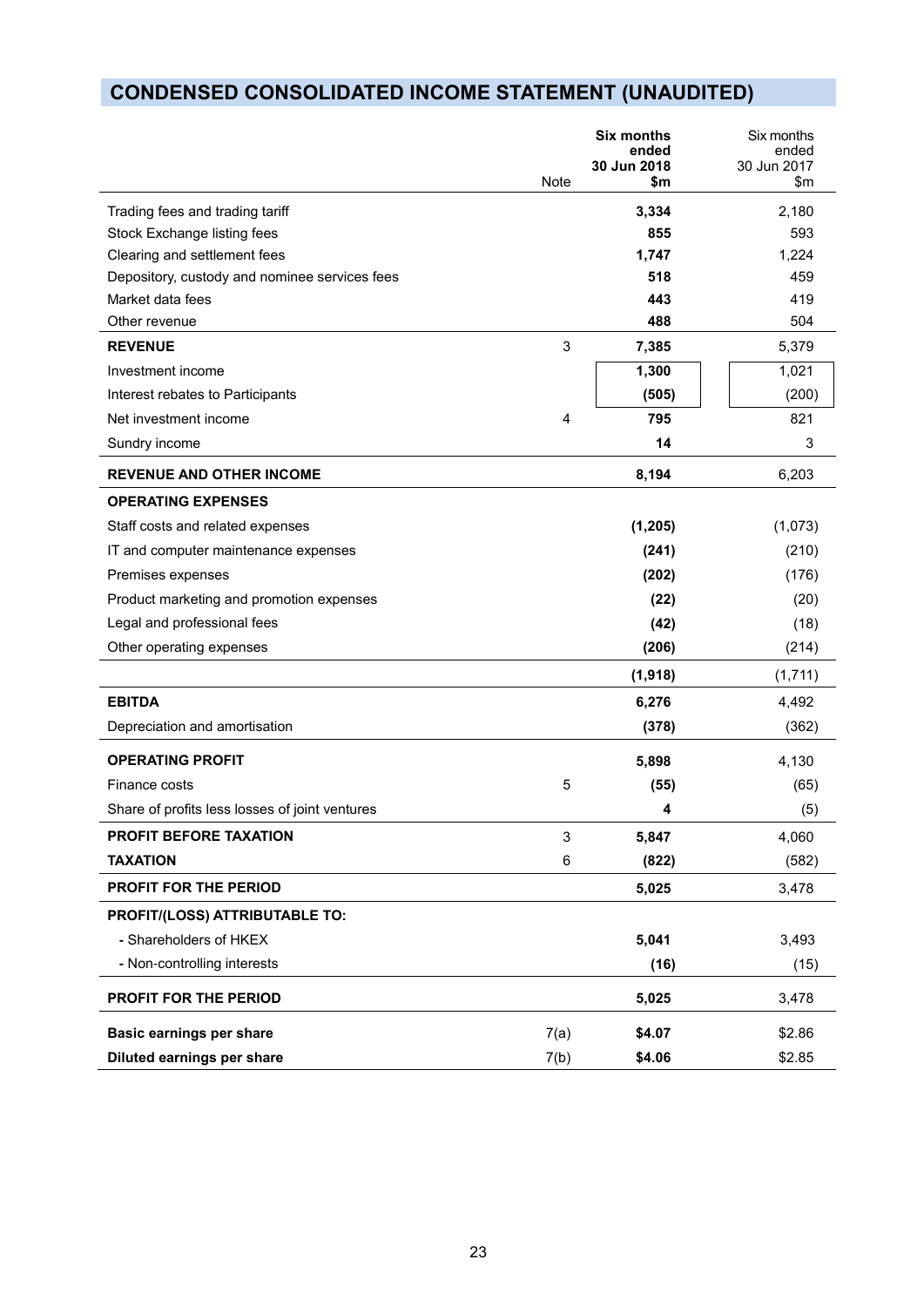## CONDENSED CONSOLIDATED INCOME STATEMENT (UNAUDITED)

| | Note | **Six months ended 30 Jun 2018 $m** | Six months ended 30 Jun 2017 $m |
|---|---|---|---|
| Trading fees and trading tariff | | **3,334** | 2,180 |
| Stock Exchange listing fees | | **855** | 593 |
| Clearing and settlement fees | | **1,747** | 1,224 |
| Depository, custody and nominee services fees | | **518** | 459 |
| Market data fees | | **443** | 419 |
| Other revenue | | **488** | 504 |
| **REVENUE** | 3 | **7,385** | 5,379 |
| Investment income | | **1,300** | 1,021 |
| Interest rebates to Participants | | **(505)** | (200) |
| Net investment income | 4 | **795** | 821 |
| Sundry income | | **14** | 3 |
| **REVENUE AND OTHER INCOME** | | **8,194** | 6,203 |
| **OPERATING EXPENSES** | | | |
| Staff costs and related expenses | | **(1,205)** | (1,073) |
| IT and computer maintenance expenses | | **(241)** | (210) |
| Premises expenses | | **(202)** | (176) |
| Product marketing and promotion expenses | | **(22)** | (20) |
| Legal and professional fees | | **(42)** | (18) |
| Other operating expenses | | **(206)** | (214) |
| | | **(1,918)** | (1,711) |
| **EBITDA** | | **6,276** | 4,492 |
| Depreciation and amortisation | | **(378)** | (362) |
| **OPERATING PROFIT** | | **5,898** | 4,130 |
| Finance costs | 5 | **(55)** | (65) |
| Share of profits less losses of joint ventures | | **4** | (5) |
| **PROFIT BEFORE TAXATION** | 3 | **5,847** | 4,060 |
| **TAXATION** | 6 | **(822)** | (582) |
| **PROFIT FOR THE PERIOD** | | **5,025** | 3,478 |
| **PROFIT/(LOSS) ATTRIBUTABLE TO:** | | | |
| - Shareholders of HKEX | | **5,041** | 3,493 |
| - Non-controlling interests | | **(16)** | (15) |
| **PROFIT FOR THE PERIOD** | | **5,025** | 3,478 |
| **Basic earnings per share** | 7(a) | **$4.07** | $2.86 |
| **Diluted earnings per share** | 7(b) | **$4.06** | $2.85 |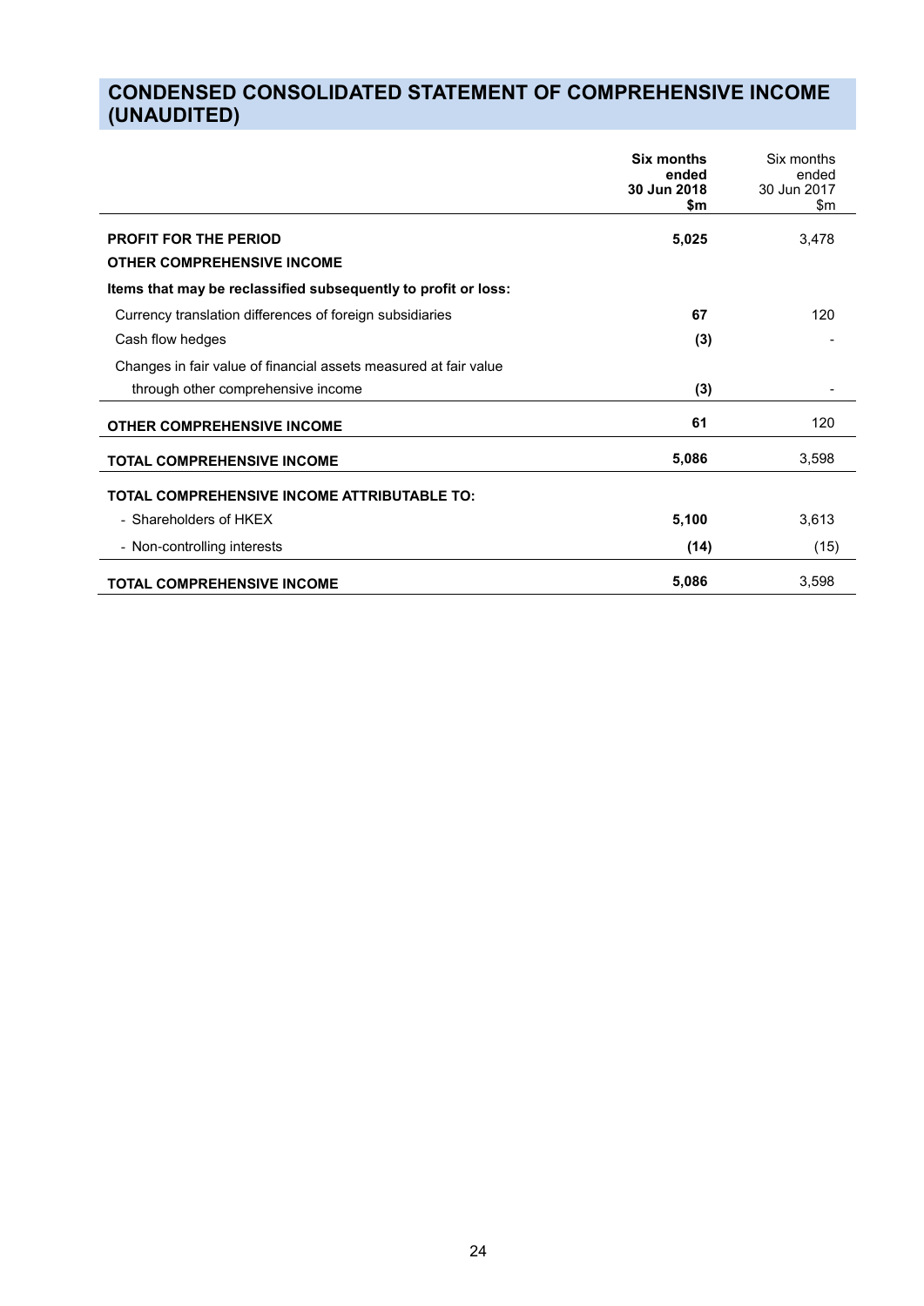# CONDENSED CONSOLIDATED STATEMENT OF COMPREHENSIVE INCOME (UNAUDITED)

| | **Six months ended 30 Jun 2018 $m** | Six months ended 30 Jun 2017 $m |
|---|---|---|
| **PROFIT FOR THE PERIOD** | **5,025** | 3,478 |
| **OTHER COMPREHENSIVE INCOME** | | |
| **Items that may be reclassified subsequently to profit or loss:** | | |
| Currency translation differences of foreign subsidiaries | **67** | 120 |
| Cash flow hedges | **(3)** | - |
| Changes in fair value of financial assets measured at fair value through other comprehensive income | **(3)** | - |
| **OTHER COMPREHENSIVE INCOME** | **61** | 120 |
| **TOTAL COMPREHENSIVE INCOME** | **5,086** | 3,598 |
| **TOTAL COMPREHENSIVE INCOME ATTRIBUTABLE TO:** | | |
| - Shareholders of HKEX | **5,100** | 3,613 |
| - Non-controlling interests | **(14)** | (15) |
| **TOTAL COMPREHENSIVE INCOME** | **5,086** | 3,598 |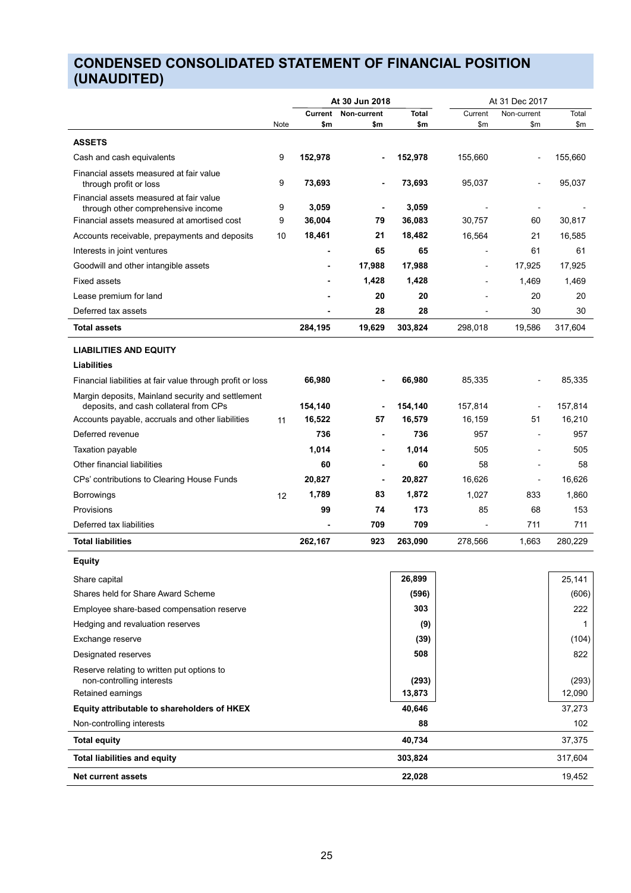# CONDENSED CONSOLIDATED STATEMENT OF FINANCIAL POSITION (UNAUDITED)

| | Note | At 30 Jun 2018 Current $m | At 30 Jun 2018 Non-current $m | At 30 Jun 2018 Total $m | At 31 Dec 2017 Current $m | At 31 Dec 2017 Non-current $m | At 31 Dec 2017 Total $m |
|---|---|---|---|---|---|---|---|
| **ASSETS** | | | | | | | |
| Cash and cash equivalents | 9 | **152,978** | **-** | **152,978** | 155,660 | - | 155,660 |
| Financial assets measured at fair value through profit or loss | 9 | **73,693** | **-** | **73,693** | 95,037 | - | 95,037 |
| Financial assets measured at fair value through other comprehensive income | 9 | **3,059** | **-** | **3,059** | - | - | - |
| Financial assets measured at amortised cost | 9 | **36,004** | **79** | **36,083** | 30,757 | 60 | 30,817 |
| Accounts receivable, prepayments and deposits | 10 | **18,461** | **21** | **18,482** | 16,564 | 21 | 16,585 |
| Interests in joint ventures | | **-** | **65** | **65** | - | 61 | 61 |
| Goodwill and other intangible assets | | **-** | **17,988** | **17,988** | - | 17,925 | 17,925 |
| Fixed assets | | **-** | **1,428** | **1,428** | - | 1,469 | 1,469 |
| Lease premium for land | | **-** | **20** | **20** | - | 20 | 20 |
| Deferred tax assets | | **-** | **28** | **28** | - | 30 | 30 |
| **Total assets** | | **284,195** | **19,629** | **303,824** | 298,018 | 19,586 | 317,604 |
| **LIABILITIES AND EQUITY** | | | | | | | |
| **Liabilities** | | | | | | | |
| Financial liabilities at fair value through profit or loss | | **66,980** | **-** | **66,980** | 85,335 | - | 85,335 |
| Margin deposits, Mainland security and settlement deposits, and cash collateral from CPs | | **154,140** | **-** | **154,140** | 157,814 | - | 157,814 |
| Accounts payable, accruals and other liabilities | 11 | **16,522** | **57** | **16,579** | 16,159 | 51 | 16,210 |
| Deferred revenue | | **736** | **-** | **736** | 957 | - | 957 |
| Taxation payable | | **1,014** | **-** | **1,014** | 505 | - | 505 |
| Other financial liabilities | | **60** | **-** | **60** | 58 | - | 58 |
| CPs' contributions to Clearing House Funds | | **20,827** | **-** | **20,827** | 16,626 | - | 16,626 |
| Borrowings | 12 | **1,789** | **83** | **1,872** | 1,027 | 833 | 1,860 |
| Provisions | | **99** | **74** | **173** | 85 | 68 | 153 |
| Deferred tax liabilities | | **-** | **709** | **709** | - | 711 | 711 |
| **Total liabilities** | | **262,167** | **923** | **263,090** | 278,566 | 1,663 | 280,229 |
| **Equity** | | | | | | | |
| Share capital | | | | **26,899** | | | 25,141 |
| Shares held for Share Award Scheme | | | | **(596)** | | | (606) |
| Employee share-based compensation reserve | | | | **303** | | | 222 |
| Hedging and revaluation reserves | | | | **(9)** | | | 1 |
| Exchange reserve | | | | **(39)** | | | (104) |
| Designated reserves | | | | **508** | | | 822 |
| Reserve relating to written put options to non-controlling interests | | | | **(293)** | | | (293) |
| Retained earnings | | | | **13,873** | | | 12,090 |
| **Equity attributable to shareholders of HKEX** | | | | **40,646** | | | 37,273 |
| Non-controlling interests | | | | **88** | | | 102 |
| **Total equity** | | | | **40,734** | | | 37,375 |
| **Total liabilities and equity** | | | | **303,824** | | | 317,604 |
| **Net current assets** | | | | **22,028** | | | 19,452 |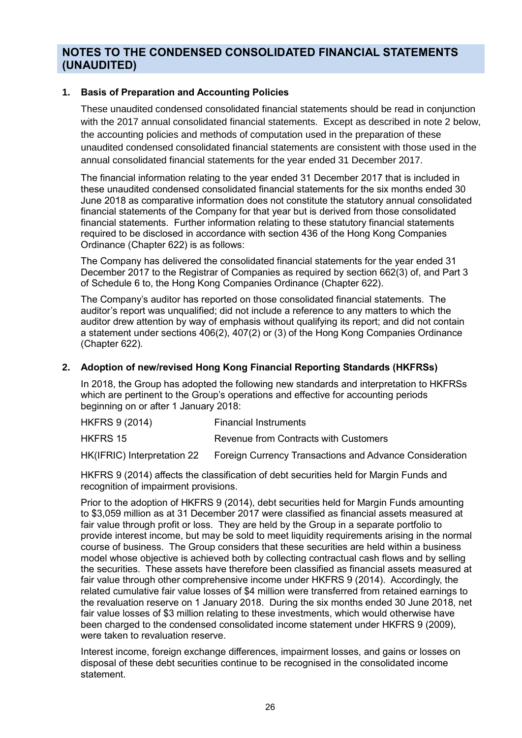# NOTES TO THE CONDENSED CONSOLIDATED FINANCIAL STATEMENTS (UNAUDITED)

## 1. Basis of Preparation and Accounting Policies

These unaudited condensed consolidated financial statements should be read in conjunction with the 2017 annual consolidated financial statements. Except as described in note 2 below, the accounting policies and methods of computation used in the preparation of these unaudited condensed consolidated financial statements are consistent with those used in the annual consolidated financial statements for the year ended 31 December 2017.

The financial information relating to the year ended 31 December 2017 that is included in these unaudited condensed consolidated financial statements for the six months ended 30 June 2018 as comparative information does not constitute the statutory annual consolidated financial statements of the Company for that year but is derived from those consolidated financial statements. Further information relating to these statutory financial statements required to be disclosed in accordance with section 436 of the Hong Kong Companies Ordinance (Chapter 622) is as follows:

The Company has delivered the consolidated financial statements for the year ended 31 December 2017 to the Registrar of Companies as required by section 662(3) of, and Part 3 of Schedule 6 to, the Hong Kong Companies Ordinance (Chapter 622).

The Company's auditor has reported on those consolidated financial statements. The auditor's report was unqualified; did not include a reference to any matters to which the auditor drew attention by way of emphasis without qualifying its report; and did not contain a statement under sections 406(2), 407(2) or (3) of the Hong Kong Companies Ordinance (Chapter 622).

## 2. Adoption of new/revised Hong Kong Financial Reporting Standards (HKFRSs)

In 2018, the Group has adopted the following new standards and interpretation to HKFRSs which are pertinent to the Group's operations and effective for accounting periods beginning on or after 1 January 2018:

| | |
|---|---|
| HKFRS 9 (2014) | Financial Instruments |
| HKFRS 15 | Revenue from Contracts with Customers |
| HK(IFRIC) Interpretation 22 | Foreign Currency Transactions and Advance Consideration |

HKFRS 9 (2014) affects the classification of debt securities held for Margin Funds and recognition of impairment provisions.

Prior to the adoption of HKFRS 9 (2014), debt securities held for Margin Funds amounting to $3,059 million as at 31 December 2017 were classified as financial assets measured at fair value through profit or loss. They are held by the Group in a separate portfolio to provide interest income, but may be sold to meet liquidity requirements arising in the normal course of business. The Group considers that these securities are held within a business model whose objective is achieved both by collecting contractual cash flows and by selling the securities. These assets have therefore been classified as financial assets measured at fair value through other comprehensive income under HKFRS 9 (2014). Accordingly, the related cumulative fair value losses of $4 million were transferred from retained earnings to the revaluation reserve on 1 January 2018. During the six months ended 30 June 2018, net fair value losses of $3 million relating to these investments, which would otherwise have been charged to the condensed consolidated income statement under HKFRS 9 (2009), were taken to revaluation reserve.

Interest income, foreign exchange differences, impairment losses, and gains or losses on disposal of these debt securities continue to be recognised in the consolidated income statement.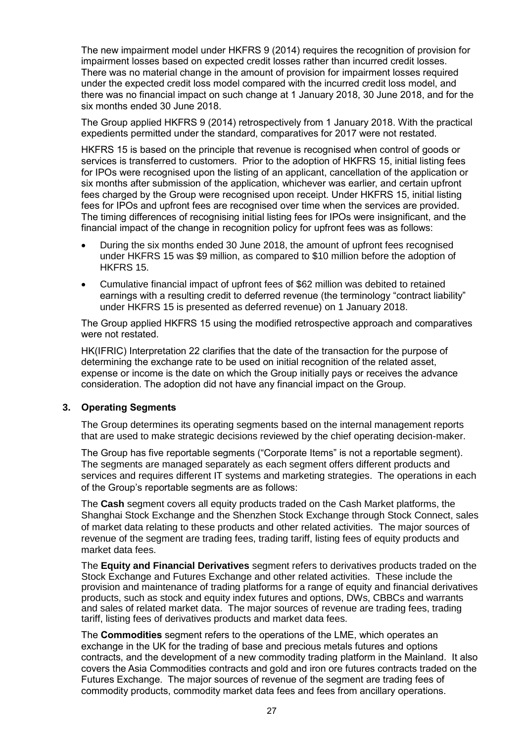The new impairment model under HKFRS 9 (2014) requires the recognition of provision for impairment losses based on expected credit losses rather than incurred credit losses. There was no material change in the amount of provision for impairment losses required under the expected credit loss model compared with the incurred credit loss model, and there was no financial impact on such change at 1 January 2018, 30 June 2018, and for the six months ended 30 June 2018.

The Group applied HKFRS 9 (2014) retrospectively from 1 January 2018. With the practical expedients permitted under the standard, comparatives for 2017 were not restated.

HKFRS 15 is based on the principle that revenue is recognised when control of goods or services is transferred to customers. Prior to the adoption of HKFRS 15, initial listing fees for IPOs were recognised upon the listing of an applicant, cancellation of the application or six months after submission of the application, whichever was earlier, and certain upfront fees charged by the Group were recognised upon receipt. Under HKFRS 15, initial listing fees for IPOs and upfront fees are recognised over time when the services are provided. The timing differences of recognising initial listing fees for IPOs were insignificant, and the financial impact of the change in recognition policy for upfront fees was as follows:

- During the six months ended 30 June 2018, the amount of upfront fees recognised under HKFRS 15 was \$9 million, as compared to \$10 million before the adoption of HKFRS 15.
- Cumulative financial impact of upfront fees of \$62 million was debited to retained earnings with a resulting credit to deferred revenue (the terminology "contract liability" under HKFRS 15 is presented as deferred revenue) on 1 January 2018.

The Group applied HKFRS 15 using the modified retrospective approach and comparatives were not restated.

HK(IFRIC) Interpretation 22 clarifies that the date of the transaction for the purpose of determining the exchange rate to be used on initial recognition of the related asset, expense or income is the date on which the Group initially pays or receives the advance consideration. The adoption did not have any financial impact on the Group.

## 3. Operating Segments

The Group determines its operating segments based on the internal management reports that are used to make strategic decisions reviewed by the chief operating decision-maker.

The Group has five reportable segments ("Corporate Items" is not a reportable segment). The segments are managed separately as each segment offers different products and services and requires different IT systems and marketing strategies. The operations in each of the Group's reportable segments are as follows:

The **Cash** segment covers all equity products traded on the Cash Market platforms, the Shanghai Stock Exchange and the Shenzhen Stock Exchange through Stock Connect, sales of market data relating to these products and other related activities. The major sources of revenue of the segment are trading fees, trading tariff, listing fees of equity products and market data fees.

The **Equity and Financial Derivatives** segment refers to derivatives products traded on the Stock Exchange and Futures Exchange and other related activities. These include the provision and maintenance of trading platforms for a range of equity and financial derivatives products, such as stock and equity index futures and options, DWs, CBBCs and warrants and sales of related market data. The major sources of revenue are trading fees, trading tariff, listing fees of derivatives products and market data fees.

The **Commodities** segment refers to the operations of the LME, which operates an exchange in the UK for the trading of base and precious metals futures and options contracts, and the development of a new commodity trading platform in the Mainland. It also covers the Asia Commodities contracts and gold and iron ore futures contracts traded on the Futures Exchange. The major sources of revenue of the segment are trading fees of commodity products, commodity market data fees and fees from ancillary operations.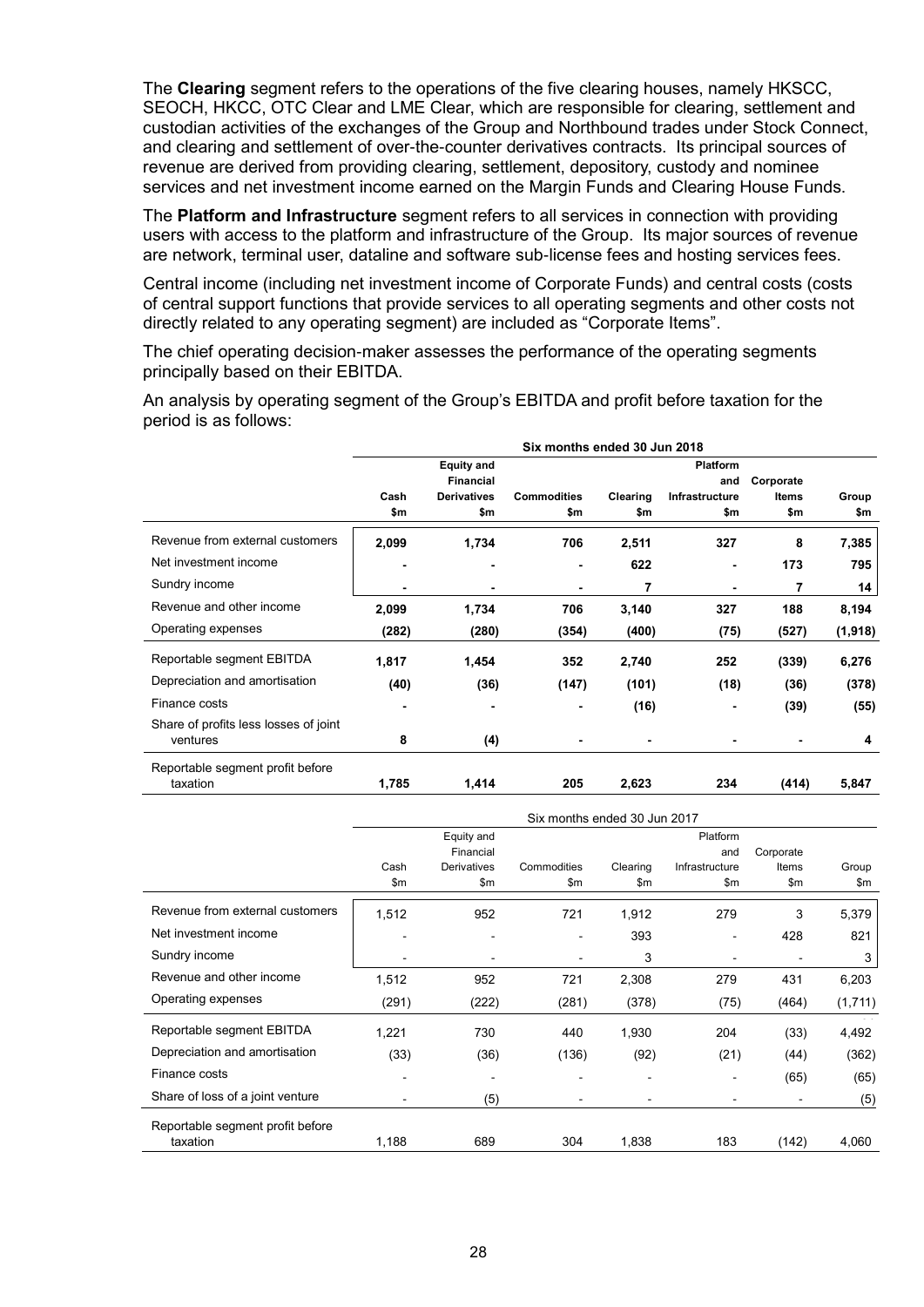The **Clearing** segment refers to the operations of the five clearing houses, namely HKSCC, SEOCH, HKCC, OTC Clear and LME Clear, which are responsible for clearing, settlement and custodian activities of the exchanges of the Group and Northbound trades under Stock Connect, and clearing and settlement of over-the-counter derivatives contracts. Its principal sources of revenue are derived from providing clearing, settlement, depository, custody and nominee services and net investment income earned on the Margin Funds and Clearing House Funds.

The **Platform and Infrastructure** segment refers to all services in connection with providing users with access to the platform and infrastructure of the Group. Its major sources of revenue are network, terminal user, dataline and software sub-license fees and hosting services fees.

Central income (including net investment income of Corporate Funds) and central costs (costs of central support functions that provide services to all operating segments and other costs not directly related to any operating segment) are included as "Corporate Items".

The chief operating decision-maker assesses the performance of the operating segments principally based on their EBITDA.

An analysis by operating segment of the Group's EBITDA and profit before taxation for the period is as follows:

| | **Six months ended 30 Jun 2018** | | | | | | |
|---|---|---|---|---|---|---|---|
| | **Cash** | **Equity and Financial Derivatives** | **Commodities** | **Clearing** | **Platform and Infrastructure** | **Corporate Items** | **Group** |
| | **$m** | **$m** | **$m** | **$m** | **$m** | **$m** | **$m** |
| Revenue from external customers | **2,099** | **1,734** | **706** | **2,511** | **327** | **8** | **7,385** |
| Net investment income | **-** | **-** | **-** | **622** | **-** | **173** | **795** |
| Sundry income | **-** | **-** | **-** | **7** | **-** | **7** | **14** |
| Revenue and other income | **2,099** | **1,734** | **706** | **3,140** | **327** | **188** | **8,194** |
| Operating expenses | **(282)** | **(280)** | **(354)** | **(400)** | **(75)** | **(527)** | **(1,918)** |
| Reportable segment EBITDA | **1,817** | **1,454** | **352** | **2,740** | **252** | **(339)** | **6,276** |
| Depreciation and amortisation | **(40)** | **(36)** | **(147)** | **(101)** | **(18)** | **(36)** | **(378)** |
| Finance costs | **-** | **-** | **-** | **(16)** | **-** | **(39)** | **(55)** |
| Share of profits less losses of joint ventures | **8** | **(4)** | **-** | **-** | **-** | **-** | **4** |
| Reportable segment profit before taxation | **1,785** | **1,414** | **205** | **2,623** | **234** | **(414)** | **5,847** |

| | Six months ended 30 Jun 2017 | | | | | | |
|---|---|---|---|---|---|---|---|
| | Cash | Equity and Financial Derivatives | Commodities | Clearing | Platform and Infrastructure | Corporate Items | Group |
| | $m | $m | $m | $m | $m | $m | $m |
| Revenue from external customers | 1,512 | 952 | 721 | 1,912 | 279 | 3 | 5,379 |
| Net investment income | - | - | - | 393 | - | 428 | 821 |
| Sundry income | - | - | - | 3 | - | - | 3 |
| Revenue and other income | 1,512 | 952 | 721 | 2,308 | 279 | 431 | 6,203 |
| Operating expenses | (291) | (222) | (281) | (378) | (75) | (464) | (1,711) |
| Reportable segment EBITDA | 1,221 | 730 | 440 | 1,930 | 204 | (33) | 4,492 |
| Depreciation and amortisation | (33) | (36) | (136) | (92) | (21) | (44) | (362) |
| Finance costs | - | - | - | - | - | (65) | (65) |
| Share of loss of a joint venture | - | (5) | - | - | - | - | (5) |
| Reportable segment profit before taxation | 1,188 | 689 | 304 | 1,838 | 183 | (142) | 4,060 |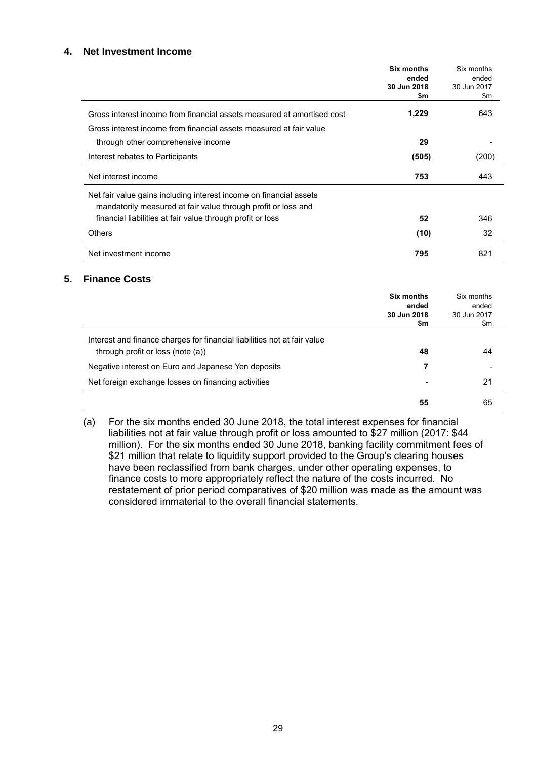## 4. Net Investment Income

| | **Six months ended 30 Jun 2018 $m** | Six months ended 30 Jun 2017 $m |
|---|---|---|
| Gross interest income from financial assets measured at amortised cost | **1,229** | 643 |
| Gross interest income from financial assets measured at fair value through other comprehensive income | **29** | - |
| Interest rebates to Participants | **(505)** | (200) |
| Net interest income | **753** | 443 |
| Net fair value gains including interest income on financial assets mandatorily measured at fair value through profit or loss and financial liabilities at fair value through profit or loss | **52** | 346 |
| Others | **(10)** | 32 |
| Net investment income | **795** | 821 |

## 5. Finance Costs

| | **Six months ended 30 Jun 2018 $m** | Six months ended 30 Jun 2017 $m |
|---|---|---|
| Interest and finance charges for financial liabilities not at fair value through profit or loss (note (a)) | **48** | 44 |
| Negative interest on Euro and Japanese Yen deposits | **7** | - |
| Net foreign exchange losses on financing activities | **-** | 21 |
| | **55** | 65 |

(a) For the six months ended 30 June 2018, the total interest expenses for financial liabilities not at fair value through profit or loss amounted to $27 million (2017: $44 million). For the six months ended 30 June 2018, banking facility commitment fees of $21 million that relate to liquidity support provided to the Group's clearing houses have been reclassified from bank charges, under other operating expenses, to finance costs to more appropriately reflect the nature of the costs incurred. No restatement of prior period comparatives of $20 million was made as the amount was considered immaterial to the overall financial statements.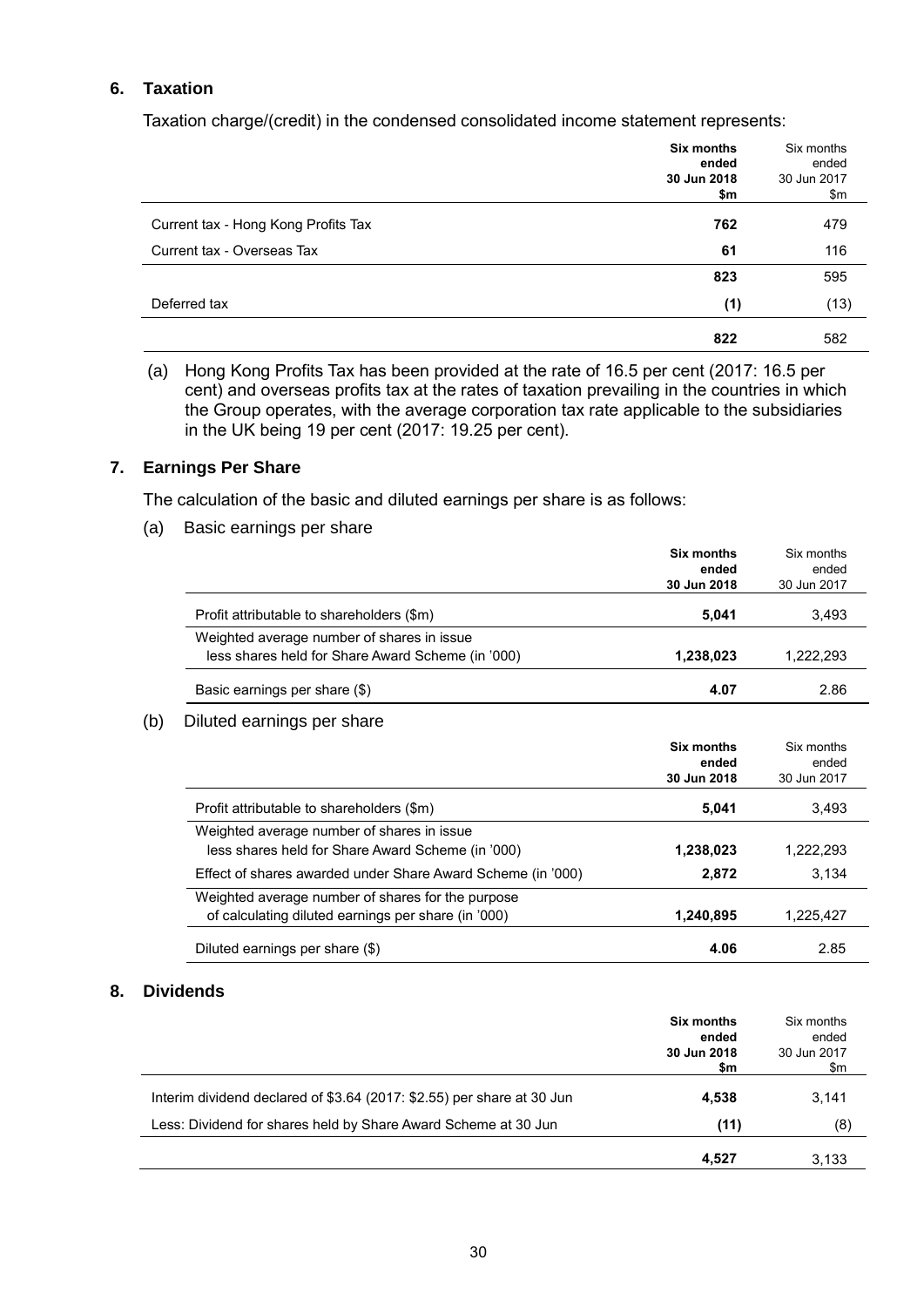## 6. Taxation

Taxation charge/(credit) in the condensed consolidated income statement represents:

| | **Six months ended 30 Jun 2018 $m** | Six months ended 30 Jun 2017 $m |
|---|---|---|
| Current tax - Hong Kong Profits Tax | **762** | 479 |
| Current tax - Overseas Tax | **61** | 116 |
| | **823** | 595 |
| Deferred tax | **(1)** | (13) |
| | **822** | 582 |

(a) Hong Kong Profits Tax has been provided at the rate of 16.5 per cent (2017: 16.5 per cent) and overseas profits tax at the rates of taxation prevailing in the countries in which the Group operates, with the average corporation tax rate applicable to the subsidiaries in the UK being 19 per cent (2017: 19.25 per cent).

## 7. Earnings Per Share

The calculation of the basic and diluted earnings per share is as follows:

(a) Basic earnings per share

| | **Six months ended 30 Jun 2018** | Six months ended 30 Jun 2017 |
|---|---|---|
| Profit attributable to shareholders ($m) | **5,041** | 3,493 |
| Weighted average number of shares in issue less shares held for Share Award Scheme (in '000) | **1,238,023** | 1,222,293 |
| Basic earnings per share ($) | **4.07** | 2.86 |

(b) Diluted earnings per share

| | **Six months ended 30 Jun 2018** | Six months ended 30 Jun 2017 |
|---|---|---|
| Profit attributable to shareholders ($m) | **5,041** | 3,493 |
| Weighted average number of shares in issue less shares held for Share Award Scheme (in '000) | **1,238,023** | 1,222,293 |
| Effect of shares awarded under Share Award Scheme (in '000) | **2,872** | 3,134 |
| Weighted average number of shares for the purpose of calculating diluted earnings per share (in '000) | **1,240,895** | 1,225,427 |
| Diluted earnings per share ($) | **4.06** | 2.85 |

## 8. Dividends

| | **Six months ended 30 Jun 2018 $m** | Six months ended 30 Jun 2017 $m |
|---|---|---|
| Interim dividend declared of $3.64 (2017: $2.55) per share at 30 Jun | **4,538** | 3,141 |
| Less: Dividend for shares held by Share Award Scheme at 30 Jun | **(11)** | (8) |
| | **4,527** | 3,133 |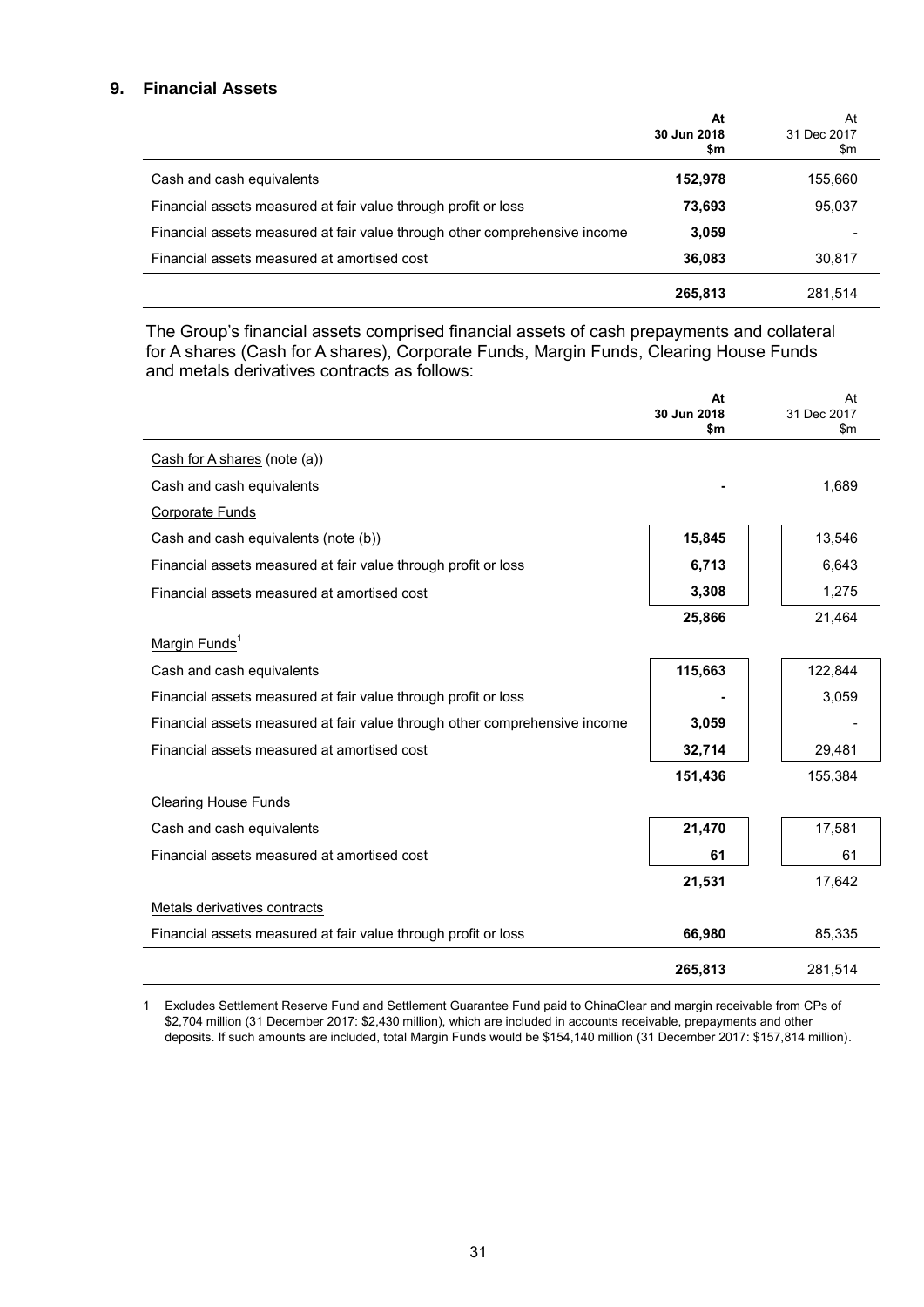## 9. Financial Assets

| | At 30 Jun 2018 $m | At 31 Dec 2017 $m |
|---|---|---|
| Cash and cash equivalents | **152,978** | 155,660 |
| Financial assets measured at fair value through profit or loss | **73,693** | 95,037 |
| Financial assets measured at fair value through other comprehensive income | **3,059** | - |
| Financial assets measured at amortised cost | **36,083** | 30,817 |
| | **265,813** | 281,514 |

The Group's financial assets comprised financial assets of cash prepayments and collateral for A shares (Cash for A shares), Corporate Funds, Margin Funds, Clearing House Funds and metals derivatives contracts as follows:

| | At 30 Jun 2018 $m | At 31 Dec 2017 $m |
|---|---|---|
| Cash for A shares (note (a)) | | |
| Cash and cash equivalents | **-** | 1,689 |
| Corporate Funds | | |
| Cash and cash equivalents (note (b)) | **15,845** | 13,546 |
| Financial assets measured at fair value through profit or loss | **6,713** | 6,643 |
| Financial assets measured at amortised cost | **3,308** | 1,275 |
| | **25,866** | 21,464 |
| Margin Funds[1] | | |
| Cash and cash equivalents | **115,663** | 122,844 |
| Financial assets measured at fair value through profit or loss | **-** | 3,059 |
| Financial assets measured at fair value through other comprehensive income | **3,059** | - |
| Financial assets measured at amortised cost | **32,714** | 29,481 |
| | **151,436** | 155,384 |
| Clearing House Funds | | |
| Cash and cash equivalents | **21,470** | 17,581 |
| Financial assets measured at amortised cost | **61** | 61 |
| | **21,531** | 17,642 |
| Metals derivatives contracts | | |
| Financial assets measured at fair value through profit or loss | **66,980** | 85,335 |
| | **265,813** | 281,514 |

1 Excludes Settlement Reserve Fund and Settlement Guarantee Fund paid to ChinaClear and margin receivable from CPs of $2,704 million (31 December 2017: $2,430 million), which are included in accounts receivable, prepayments and other deposits. If such amounts are included, total Margin Funds would be $154,140 million (31 December 2017: $157,814 million).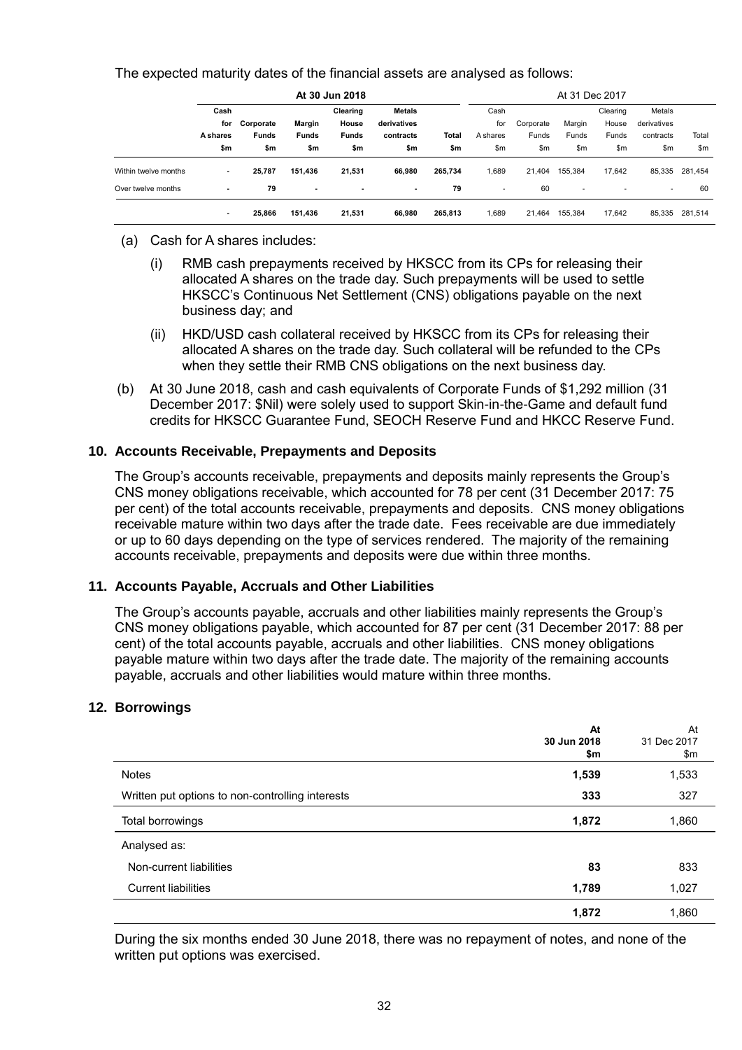The expected maturity dates of the financial assets are analysed as follows:

| | At 30 Jun 2018 | | | | | | At 31 Dec 2017 | | | | | |
|---|---|---|---|---|---|---|---|---|---|---|---|---|
| | **Cash for A shares** | **Corporate Funds** | **Margin Funds** | **Clearing House Funds** | **Metals derivatives contracts** | **Total** | Cash for A shares | Corporate Funds | Margin Funds | Clearing House Funds | Metals derivatives contracts | Total |
| | **$m** | **$m** | **$m** | **$m** | **$m** | **$m** | $m | $m | $m | $m | $m | $m |
| Within twelve months | **-** | **25,787** | **151,436** | **21,531** | **66,980** | **265,734** | 1,689 | 21,404 | 155,384 | 17,642 | 85,335 | 281,454 |
| Over twelve months | **-** | **79** | **-** | **-** | **-** | **79** | - | 60 | - | - | - | 60 |
| | **-** | **25,866** | **151,436** | **21,531** | **66,980** | **265,813** | 1,689 | 21,464 | 155,384 | 17,642 | 85,335 | 281,514 |

(a) Cash for A shares includes:

   (i) RMB cash prepayments received by HKSCC from its CPs for releasing their allocated A shares on the trade day. Such prepayments will be used to settle HKSCC's Continuous Net Settlement (CNS) obligations payable on the next business day; and

   (ii) HKD/USD cash collateral received by HKSCC from its CPs for releasing their allocated A shares on the trade day. Such collateral will be refunded to the CPs when they settle their RMB CNS obligations on the next business day.

(b) At 30 June 2018, cash and cash equivalents of Corporate Funds of $1,292 million (31 December 2017: $Nil) were solely used to support Skin-in-the-Game and default fund credits for HKSCC Guarantee Fund, SEOCH Reserve Fund and HKCC Reserve Fund.

## 10. Accounts Receivable, Prepayments and Deposits

The Group's accounts receivable, prepayments and deposits mainly represents the Group's CNS money obligations receivable, which accounted for 78 per cent (31 December 2017: 75 per cent) of the total accounts receivable, prepayments and deposits. CNS money obligations receivable mature within two days after the trade date. Fees receivable are due immediately or up to 60 days depending on the type of services rendered. The majority of the remaining accounts receivable, prepayments and deposits were due within three months.

## 11. Accounts Payable, Accruals and Other Liabilities

The Group's accounts payable, accruals and other liabilities mainly represents the Group's CNS money obligations payable, which accounted for 87 per cent (31 December 2017: 88 per cent) of the total accounts payable, accruals and other liabilities. CNS money obligations payable mature within two days after the trade date. The majority of the remaining accounts payable, accruals and other liabilities would mature within three months.

## 12. Borrowings

| | **At 30 Jun 2018 $m** | At 31 Dec 2017 $m |
|---|---|---|
| Notes | **1,539** | 1,533 |
| Written put options to non-controlling interests | **333** | 327 |
| Total borrowings | **1,872** | 1,860 |
| Analysed as: | | |
| Non-current liabilities | **83** | 833 |
| Current liabilities | **1,789** | 1,027 |
| | **1,872** | 1,860 |

During the six months ended 30 June 2018, there was no repayment of notes, and none of the written put options was exercised.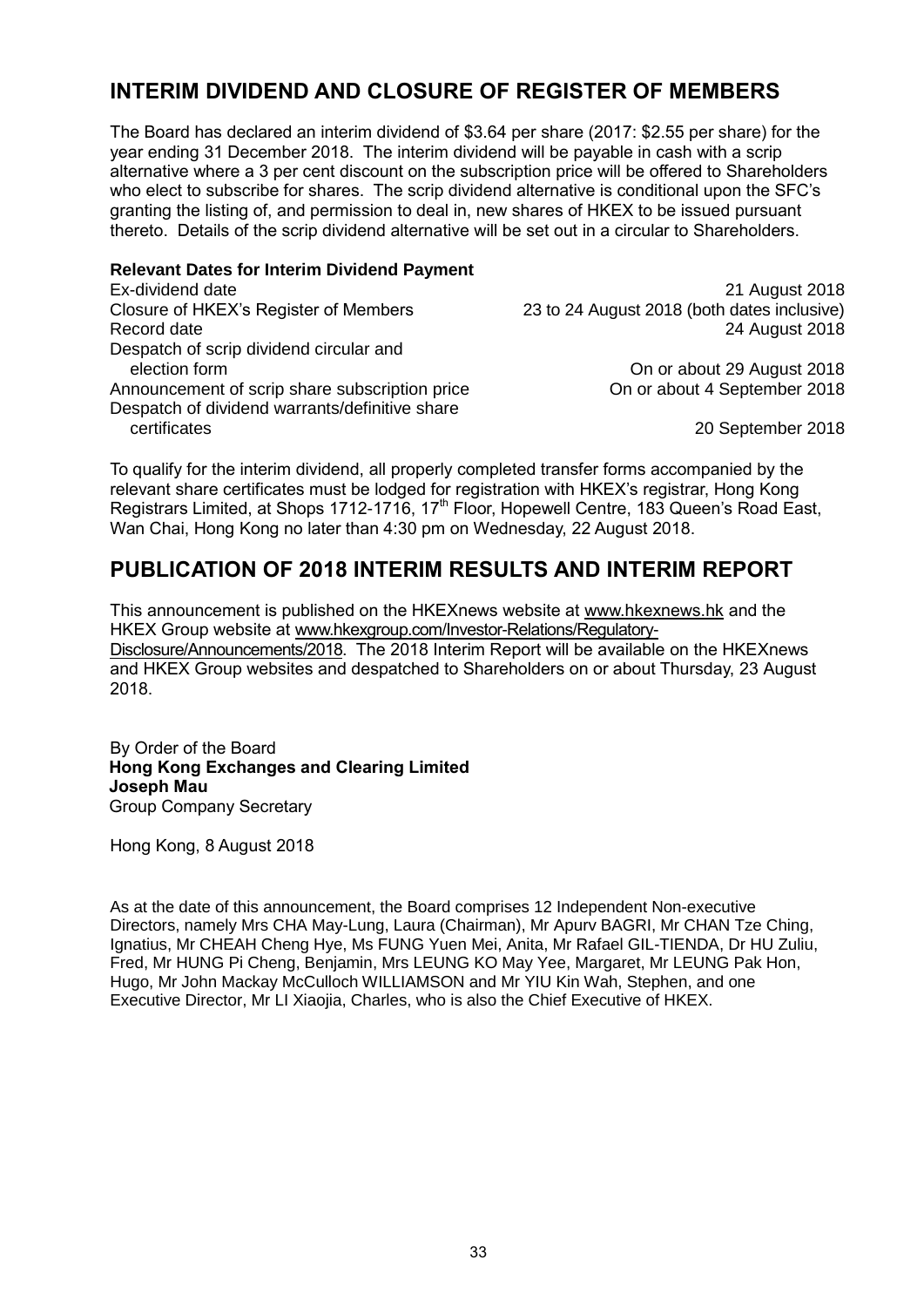## INTERIM DIVIDEND AND CLOSURE OF REGISTER OF MEMBERS

The Board has declared an interim dividend of $3.64 per share (2017: $2.55 per share) for the year ending 31 December 2018. The interim dividend will be payable in cash with a scrip alternative where a 3 per cent discount on the subscription price will be offered to Shareholders who elect to subscribe for shares. The scrip dividend alternative is conditional upon the SFC's granting the listing of, and permission to deal in, new shares of HKEX to be issued pursuant thereto. Details of the scrip dividend alternative will be set out in a circular to Shareholders.

**Relevant Dates for Interim Dividend Payment**

| | |
|---|---|
| Ex-dividend date | 21 August 2018 |
| Closure of HKEX's Register of Members | 23 to 24 August 2018 (both dates inclusive) |
| Record date | 24 August 2018 |
| Despatch of scrip dividend circular and election form | On or about 29 August 2018 |
| Announcement of scrip share subscription price | On or about 4 September 2018 |
| Despatch of dividend warrants/definitive share certificates | 20 September 2018 |

To qualify for the interim dividend, all properly completed transfer forms accompanied by the relevant share certificates must be lodged for registration with HKEX's registrar, Hong Kong Registrars Limited, at Shops 1712-1716, 17th Floor, Hopewell Centre, 183 Queen's Road East, Wan Chai, Hong Kong no later than 4:30 pm on Wednesday, 22 August 2018.

## PUBLICATION OF 2018 INTERIM RESULTS AND INTERIM REPORT

This announcement is published on the HKEXnews website at www.hkexnews.hk and the HKEX Group website at www.hkexgroup.com/Investor-Relations/Regulatory-Disclosure/Announcements/2018. The 2018 Interim Report will be available on the HKEXnews and HKEX Group websites and despatched to Shareholders on or about Thursday, 23 August 2018.

By Order of the Board
**Hong Kong Exchanges and Clearing Limited**
**Joseph Mau**
Group Company Secretary

Hong Kong, 8 August 2018

As at the date of this announcement, the Board comprises 12 Independent Non-executive Directors, namely Mrs CHA May-Lung, Laura (Chairman), Mr Apurv BAGRI, Mr CHAN Tze Ching, Ignatius, Mr CHEAH Cheng Hye, Ms FUNG Yuen Mei, Anita, Mr Rafael GIL-TIENDA, Dr HU Zuliu, Fred, Mr HUNG Pi Cheng, Benjamin, Mrs LEUNG KO May Yee, Margaret, Mr LEUNG Pak Hon, Hugo, Mr John Mackay McCulloch WILLIAMSON and Mr YIU Kin Wah, Stephen, and one Executive Director, Mr LI Xiaojia, Charles, who is also the Chief Executive of HKEX.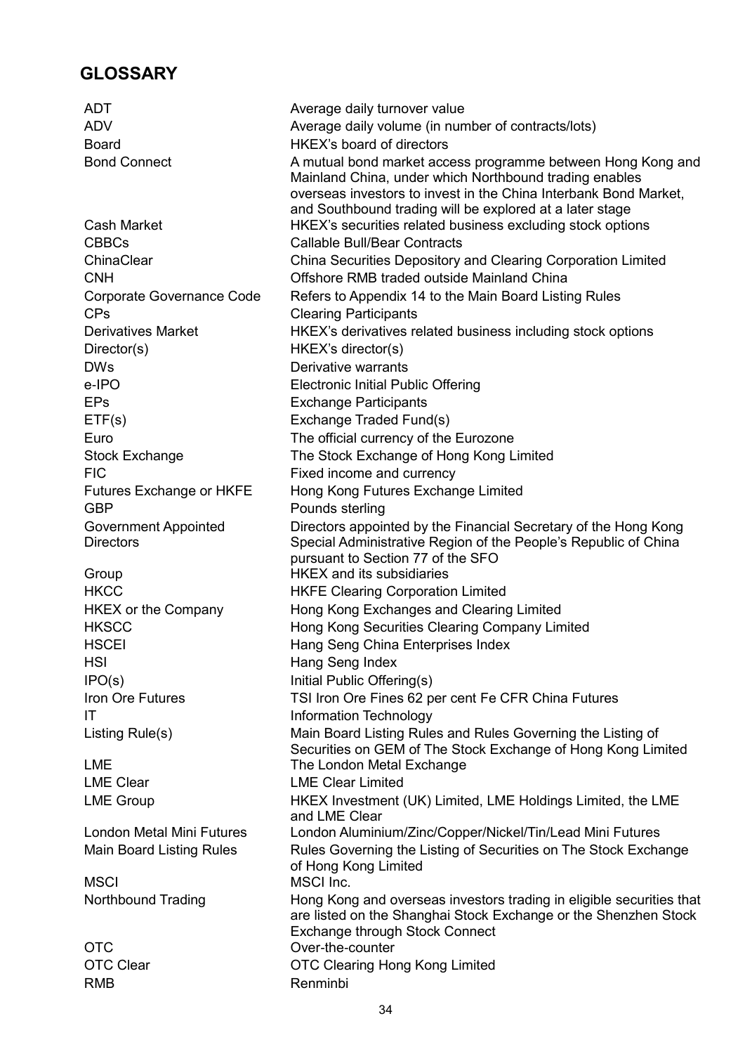## GLOSSARY

| | |
|---|---|
| ADT | Average daily turnover value |
| ADV | Average daily volume (in number of contracts/lots) |
| Board | HKEX's board of directors |
| Bond Connect | A mutual bond market access programme between Hong Kong and Mainland China, under which Northbound trading enables overseas investors to invest in the China Interbank Bond Market, and Southbound trading will be explored at a later stage |
| Cash Market | HKEX's securities related business excluding stock options |
| CBBCs | Callable Bull/Bear Contracts |
| ChinaClear | China Securities Depository and Clearing Corporation Limited |
| CNH | Offshore RMB traded outside Mainland China |
| Corporate Governance Code | Refers to Appendix 14 to the Main Board Listing Rules |
| CPs | Clearing Participants |
| Derivatives Market | HKEX's derivatives related business including stock options |
| Director(s) | HKEX's director(s) |
| DWs | Derivative warrants |
| e-IPO | Electronic Initial Public Offering |
| EPs | Exchange Participants |
| ETF(s) | Exchange Traded Fund(s) |
| Euro | The official currency of the Eurozone |
| Stock Exchange | The Stock Exchange of Hong Kong Limited |
| FIC | Fixed income and currency |
| Futures Exchange or HKFE | Hong Kong Futures Exchange Limited |
| GBP | Pounds sterling |
| Government Appointed Directors | Directors appointed by the Financial Secretary of the Hong Kong Special Administrative Region of the People's Republic of China pursuant to Section 77 of the SFO |
| Group | HKEX and its subsidiaries |
| HKCC | HKFE Clearing Corporation Limited |
| HKEX or the Company | Hong Kong Exchanges and Clearing Limited |
| HKSCC | Hong Kong Securities Clearing Company Limited |
| HSCEI | Hang Seng China Enterprises Index |
| HSI | Hang Seng Index |
| IPO(s) | Initial Public Offering(s) |
| Iron Ore Futures | TSI Iron Ore Fines 62 per cent Fe CFR China Futures |
| IT | Information Technology |
| Listing Rule(s) | Main Board Listing Rules and Rules Governing the Listing of Securities on GEM of The Stock Exchange of Hong Kong Limited |
| LME | The London Metal Exchange |
| LME Clear | LME Clear Limited |
| LME Group | HKEX Investment (UK) Limited, LME Holdings Limited, the LME and LME Clear |
| London Metal Mini Futures | London Aluminium/Zinc/Copper/Nickel/Tin/Lead Mini Futures |
| Main Board Listing Rules | Rules Governing the Listing of Securities on The Stock Exchange of Hong Kong Limited |
| MSCI | MSCI Inc. |
| Northbound Trading | Hong Kong and overseas investors trading in eligible securities that are listed on the Shanghai Stock Exchange or the Shenzhen Stock Exchange through Stock Connect |
| OTC | Over-the-counter |
| OTC Clear | OTC Clearing Hong Kong Limited |
| RMB | Renminbi |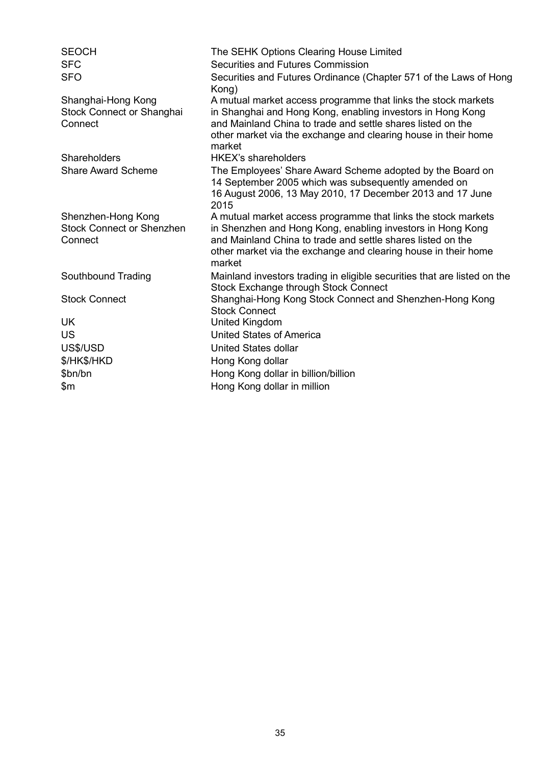| | |
|---|---|
| SEOCH | The SEHK Options Clearing House Limited |
| SFC | Securities and Futures Commission |
| SFO | Securities and Futures Ordinance (Chapter 571 of the Laws of Hong Kong) |
| Shanghai-Hong Kong Stock Connect or Shanghai Connect | A mutual market access programme that links the stock markets in Shanghai and Hong Kong, enabling investors in Hong Kong and Mainland China to trade and settle shares listed on the other market via the exchange and clearing house in their home market |
| Shareholders | HKEX's shareholders |
| Share Award Scheme | The Employees' Share Award Scheme adopted by the Board on 14 September 2005 which was subsequently amended on 16 August 2006, 13 May 2010, 17 December 2013 and 17 June 2015 |
| Shenzhen-Hong Kong Stock Connect or Shenzhen Connect | A mutual market access programme that links the stock markets in Shenzhen and Hong Kong, enabling investors in Hong Kong and Mainland China to trade and settle shares listed on the other market via the exchange and clearing house in their home market |
| Southbound Trading | Mainland investors trading in eligible securities that are listed on the Stock Exchange through Stock Connect |
| Stock Connect | Shanghai-Hong Kong Stock Connect and Shenzhen-Hong Kong Stock Connect |
| UK | United Kingdom |
| US | United States of America |
| US$/USD | United States dollar |
| $/HK$/HKD | Hong Kong dollar |
| $bn/bn | Hong Kong dollar in billion/billion |
| $m | Hong Kong dollar in million |